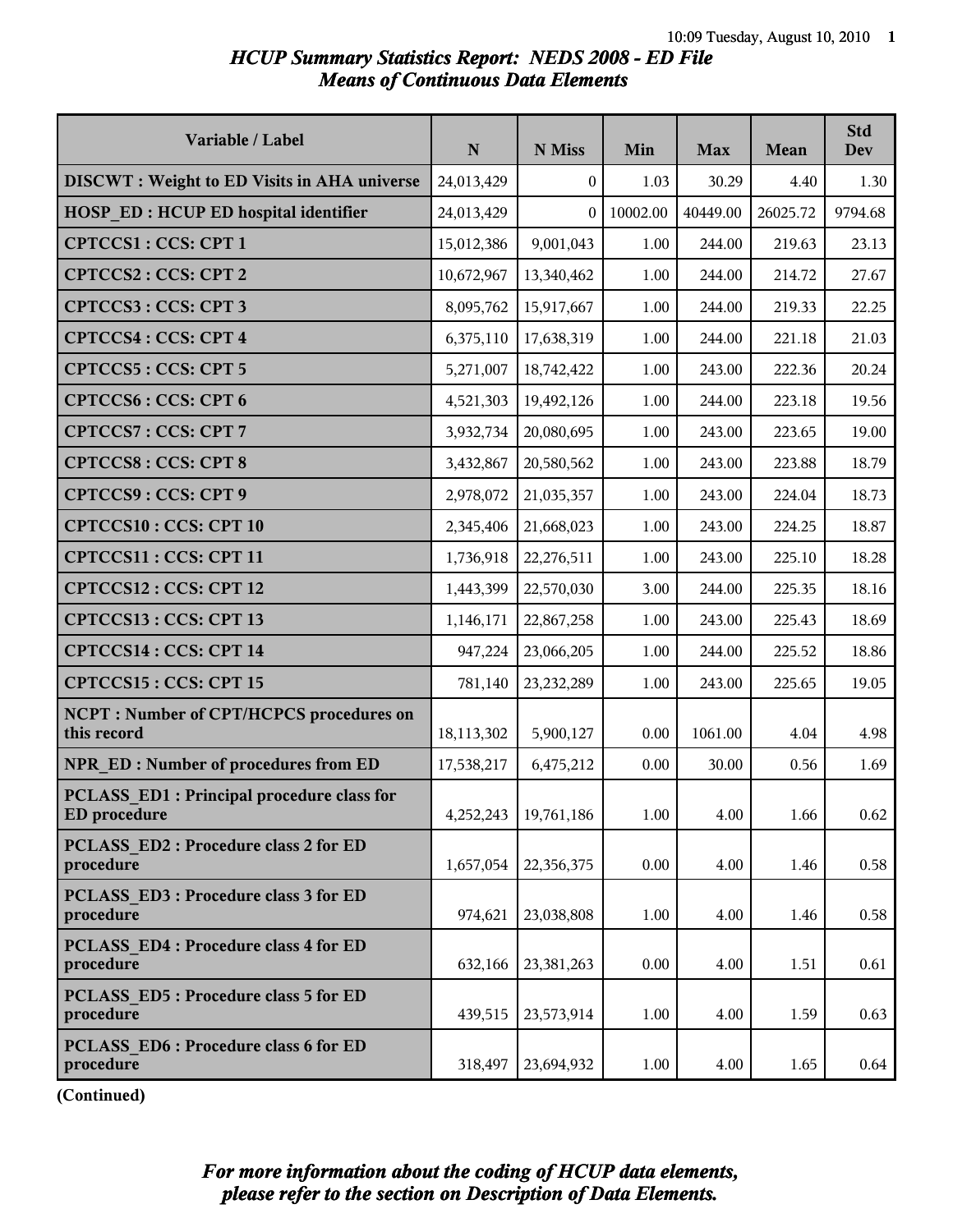# *HCUP Summary Statistics Report: NEDS 2008 - ED File*
## *Means of Continuous Data Elements*

| Variable / Label | N | N Miss | Min | Max | Mean | Std Dev |
|---|---|---|---|---|---|---|
| **DISCWT : Weight to ED Visits in AHA universe** | 24,013,429 | 0 | 1.03 | 30.29 | 4.40 | 1.30 |
| **HOSP_ED : HCUP ED hospital identifier** | 24,013,429 | 0 | 10002.00 | 40449.00 | 26025.72 | 9794.68 |
| **CPTCCS1 : CCS: CPT 1** | 15,012,386 | 9,001,043 | 1.00 | 244.00 | 219.63 | 23.13 |
| **CPTCCS2 : CCS: CPT 2** | 10,672,967 | 13,340,462 | 1.00 | 244.00 | 214.72 | 27.67 |
| **CPTCCS3 : CCS: CPT 3** | 8,095,762 | 15,917,667 | 1.00 | 244.00 | 219.33 | 22.25 |
| **CPTCCS4 : CCS: CPT 4** | 6,375,110 | 17,638,319 | 1.00 | 244.00 | 221.18 | 21.03 |
| **CPTCCS5 : CCS: CPT 5** | 5,271,007 | 18,742,422 | 1.00 | 243.00 | 222.36 | 20.24 |
| **CPTCCS6 : CCS: CPT 6** | 4,521,303 | 19,492,126 | 1.00 | 244.00 | 223.18 | 19.56 |
| **CPTCCS7 : CCS: CPT 7** | 3,932,734 | 20,080,695 | 1.00 | 243.00 | 223.65 | 19.00 |
| **CPTCCS8 : CCS: CPT 8** | 3,432,867 | 20,580,562 | 1.00 | 243.00 | 223.88 | 18.79 |
| **CPTCCS9 : CCS: CPT 9** | 2,978,072 | 21,035,357 | 1.00 | 243.00 | 224.04 | 18.73 |
| **CPTCCS10 : CCS: CPT 10** | 2,345,406 | 21,668,023 | 1.00 | 243.00 | 224.25 | 18.87 |
| **CPTCCS11 : CCS: CPT 11** | 1,736,918 | 22,276,511 | 1.00 | 243.00 | 225.10 | 18.28 |
| **CPTCCS12 : CCS: CPT 12** | 1,443,399 | 22,570,030 | 3.00 | 244.00 | 225.35 | 18.16 |
| **CPTCCS13 : CCS: CPT 13** | 1,146,171 | 22,867,258 | 1.00 | 243.00 | 225.43 | 18.69 |
| **CPTCCS14 : CCS: CPT 14** | 947,224 | 23,066,205 | 1.00 | 244.00 | 225.52 | 18.86 |
| **CPTCCS15 : CCS: CPT 15** | 781,140 | 23,232,289 | 1.00 | 243.00 | 225.65 | 19.05 |
| **NCPT : Number of CPT/HCPCS procedures on this record** | 18,113,302 | 5,900,127 | 0.00 | 1061.00 | 4.04 | 4.98 |
| **NPR_ED : Number of procedures from ED** | 17,538,217 | 6,475,212 | 0.00 | 30.00 | 0.56 | 1.69 |
| **PCLASS_ED1 : Principal procedure class for ED procedure** | 4,252,243 | 19,761,186 | 1.00 | 4.00 | 1.66 | 0.62 |
| **PCLASS_ED2 : Procedure class 2 for ED procedure** | 1,657,054 | 22,356,375 | 0.00 | 4.00 | 1.46 | 0.58 |
| **PCLASS_ED3 : Procedure class 3 for ED procedure** | 974,621 | 23,038,808 | 1.00 | 4.00 | 1.46 | 0.58 |
| **PCLASS_ED4 : Procedure class 4 for ED procedure** | 632,166 | 23,381,263 | 0.00 | 4.00 | 1.51 | 0.61 |
| **PCLASS_ED5 : Procedure class 5 for ED procedure** | 439,515 | 23,573,914 | 1.00 | 4.00 | 1.59 | 0.63 |
| **PCLASS_ED6 : Procedure class 6 for ED procedure** | 318,497 | 23,694,932 | 1.00 | 4.00 | 1.65 | 0.64 |

**(Continued)**

***For more information about the coding of HCUP data elements, please refer to the section on Description of Data Elements.***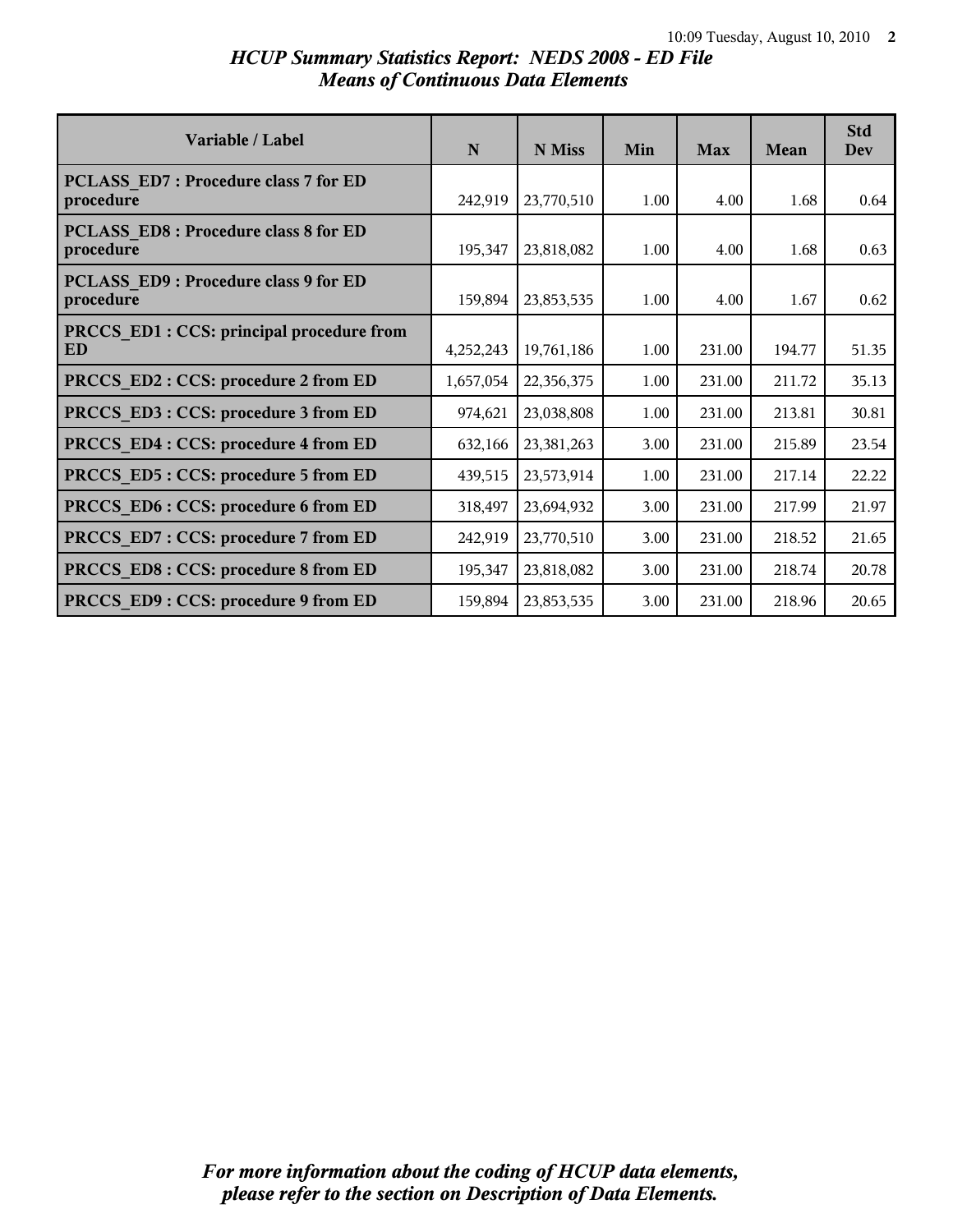## *HCUP Summary Statistics Report: NEDS 2008 - ED File*
## *Means of Continuous Data Elements*

| Variable / Label | N | N Miss | Min | Max | Mean | Std Dev |
|---|---|---|---|---|---|---|
| **PCLASS_ED7 : Procedure class 7 for ED procedure** | 242,919 | 23,770,510 | 1.00 | 4.00 | 1.68 | 0.64 |
| **PCLASS_ED8 : Procedure class 8 for ED procedure** | 195,347 | 23,818,082 | 1.00 | 4.00 | 1.68 | 0.63 |
| **PCLASS_ED9 : Procedure class 9 for ED procedure** | 159,894 | 23,853,535 | 1.00 | 4.00 | 1.67 | 0.62 |
| **PRCCS_ED1 : CCS: principal procedure from ED** | 4,252,243 | 19,761,186 | 1.00 | 231.00 | 194.77 | 51.35 |
| **PRCCS_ED2 : CCS: procedure 2 from ED** | 1,657,054 | 22,356,375 | 1.00 | 231.00 | 211.72 | 35.13 |
| **PRCCS_ED3 : CCS: procedure 3 from ED** | 974,621 | 23,038,808 | 1.00 | 231.00 | 213.81 | 30.81 |
| **PRCCS_ED4 : CCS: procedure 4 from ED** | 632,166 | 23,381,263 | 3.00 | 231.00 | 215.89 | 23.54 |
| **PRCCS_ED5 : CCS: procedure 5 from ED** | 439,515 | 23,573,914 | 1.00 | 231.00 | 217.14 | 22.22 |
| **PRCCS_ED6 : CCS: procedure 6 from ED** | 318,497 | 23,694,932 | 3.00 | 231.00 | 217.99 | 21.97 |
| **PRCCS_ED7 : CCS: procedure 7 from ED** | 242,919 | 23,770,510 | 3.00 | 231.00 | 218.52 | 21.65 |
| **PRCCS_ED8 : CCS: procedure 8 from ED** | 195,347 | 23,818,082 | 3.00 | 231.00 | 218.74 | 20.78 |
| **PRCCS_ED9 : CCS: procedure 9 from ED** | 159,894 | 23,853,535 | 3.00 | 231.00 | 218.96 | 20.65 |

***For more information about the coding of HCUP data elements, please refer to the section on Description of Data Elements.***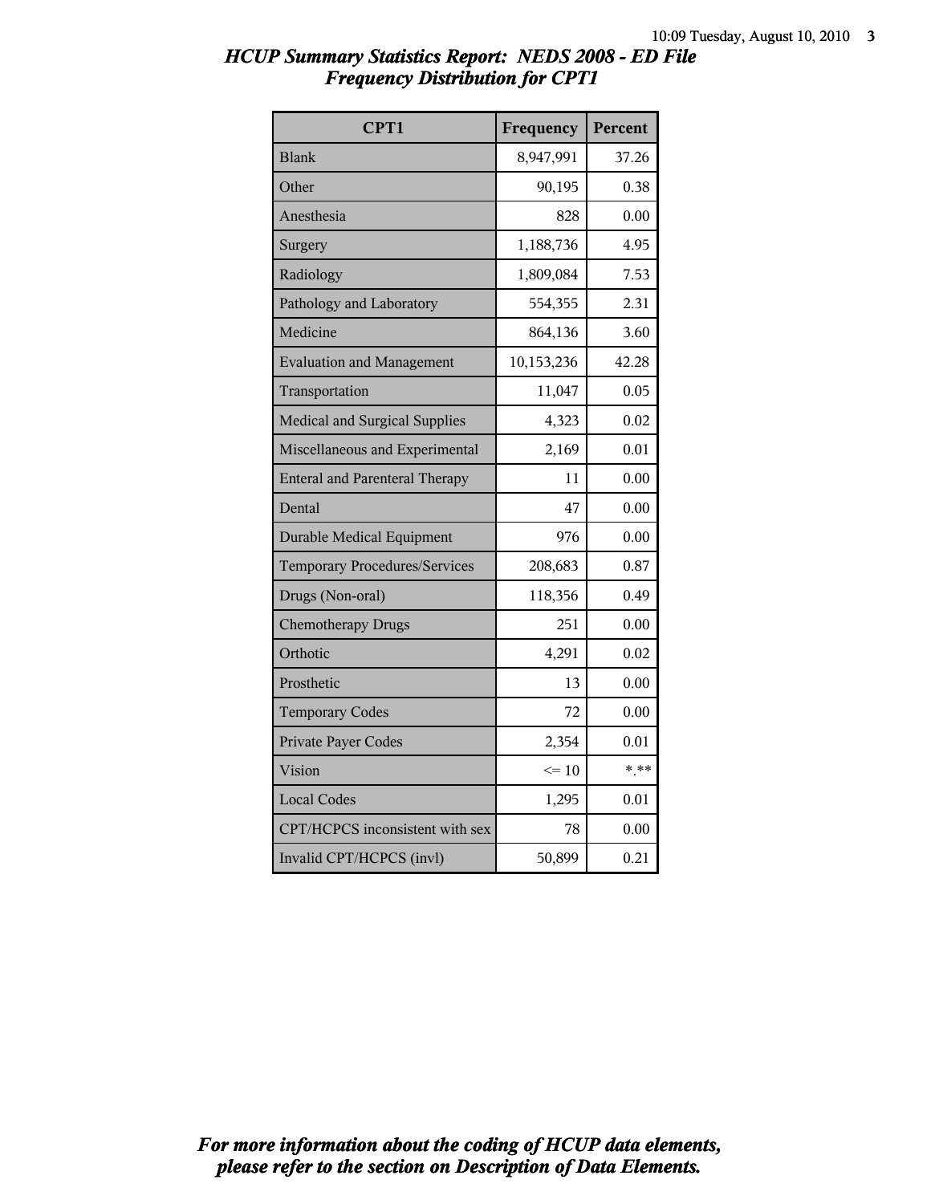# HCUP Summary Statistics Report: NEDS 2008 - ED File

## Frequency Distribution for CPT1

| CPT1 | Frequency | Percent |
|---|---|---|
| Blank | 8,947,991 | 37.26 |
| Other | 90,195 | 0.38 |
| Anesthesia | 828 | 0.00 |
| Surgery | 1,188,736 | 4.95 |
| Radiology | 1,809,084 | 7.53 |
| Pathology and Laboratory | 554,355 | 2.31 |
| Medicine | 864,136 | 3.60 |
| Evaluation and Management | 10,153,236 | 42.28 |
| Transportation | 11,047 | 0.05 |
| Medical and Surgical Supplies | 4,323 | 0.02 |
| Miscellaneous and Experimental | 2,169 | 0.01 |
| Enteral and Parenteral Therapy | 11 | 0.00 |
| Dental | 47 | 0.00 |
| Durable Medical Equipment | 976 | 0.00 |
| Temporary Procedures/Services | 208,683 | 0.87 |
| Drugs (Non-oral) | 118,356 | 0.49 |
| Chemotherapy Drugs | 251 | 0.00 |
| Orthotic | 4,291 | 0.02 |
| Prosthetic | 13 | 0.00 |
| Temporary Codes | 72 | 0.00 |
| Private Payer Codes | 2,354 | 0.01 |
| Vision | <= 10 | *.** |
| Local Codes | 1,295 | 0.01 |
| CPT/HCPCS inconsistent with sex | 78 | 0.00 |
| Invalid CPT/HCPCS (invl) | 50,899 | 0.21 |

*For more information about the coding of HCUP data elements, please refer to the section on Description of Data Elements.*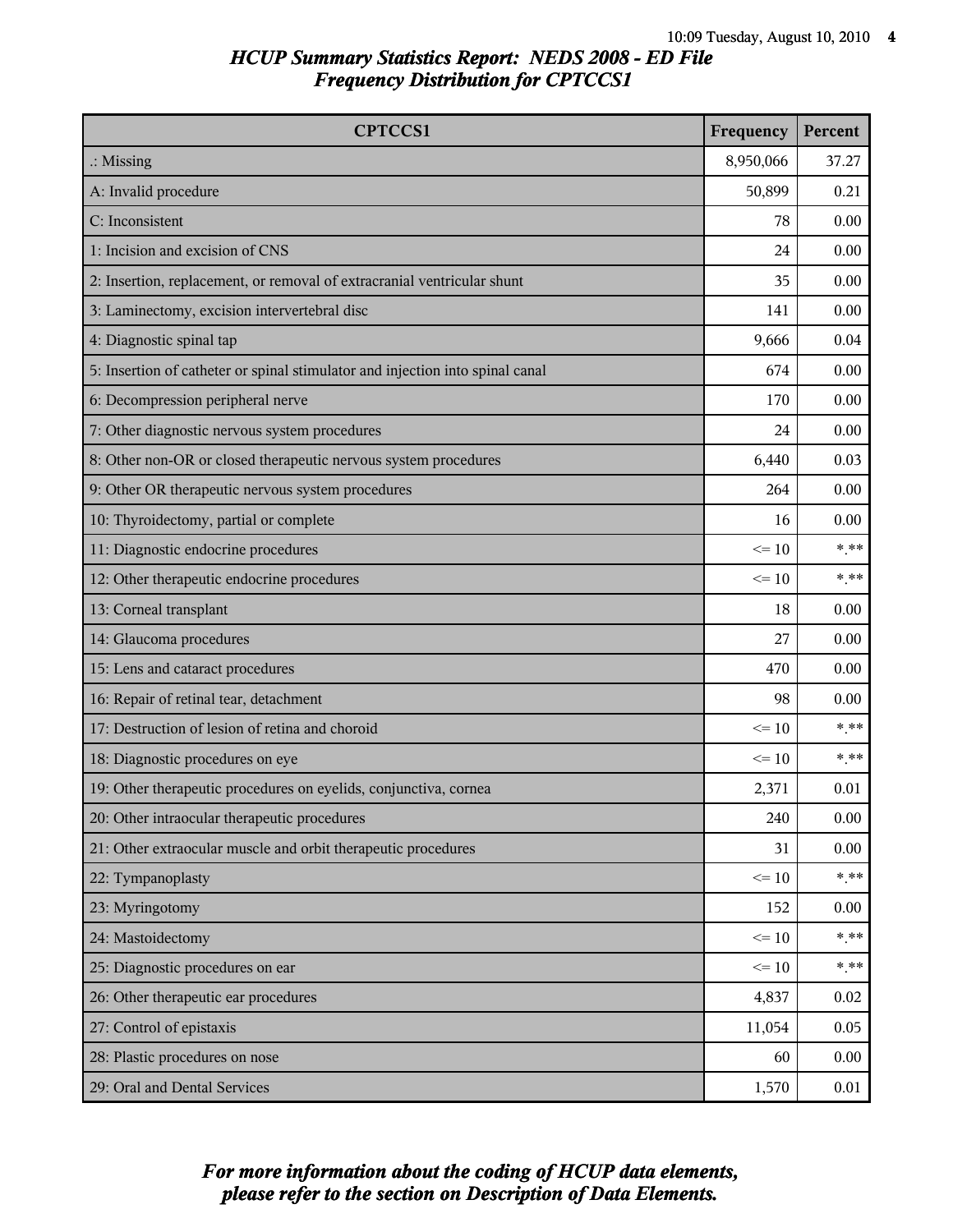# HCUP Summary Statistics Report: NEDS 2008 - ED File
## Frequency Distribution for CPTCCS1

| CPTCCS1 | Frequency | Percent |
|---|---|---|
| .: Missing | 8,950,066 | 37.27 |
| A: Invalid procedure | 50,899 | 0.21 |
| C: Inconsistent | 78 | 0.00 |
| 1: Incision and excision of CNS | 24 | 0.00 |
| 2: Insertion, replacement, or removal of extracranial ventricular shunt | 35 | 0.00 |
| 3: Laminectomy, excision intervertebral disc | 141 | 0.00 |
| 4: Diagnostic spinal tap | 9,666 | 0.04 |
| 5: Insertion of catheter or spinal stimulator and injection into spinal canal | 674 | 0.00 |
| 6: Decompression peripheral nerve | 170 | 0.00 |
| 7: Other diagnostic nervous system procedures | 24 | 0.00 |
| 8: Other non-OR or closed therapeutic nervous system procedures | 6,440 | 0.03 |
| 9: Other OR therapeutic nervous system procedures | 264 | 0.00 |
| 10: Thyroidectomy, partial or complete | 16 | 0.00 |
| 11: Diagnostic endocrine procedures | <= 10 | *.** |
| 12: Other therapeutic endocrine procedures | <= 10 | *.** |
| 13: Corneal transplant | 18 | 0.00 |
| 14: Glaucoma procedures | 27 | 0.00 |
| 15: Lens and cataract procedures | 470 | 0.00 |
| 16: Repair of retinal tear, detachment | 98 | 0.00 |
| 17: Destruction of lesion of retina and choroid | <= 10 | *.** |
| 18: Diagnostic procedures on eye | <= 10 | *.** |
| 19: Other therapeutic procedures on eyelids, conjunctiva, cornea | 2,371 | 0.01 |
| 20: Other intraocular therapeutic procedures | 240 | 0.00 |
| 21: Other extraocular muscle and orbit therapeutic procedures | 31 | 0.00 |
| 22: Tympanoplasty | <= 10 | *.** |
| 23: Myringotomy | 152 | 0.00 |
| 24: Mastoidectomy | <= 10 | *.** |
| 25: Diagnostic procedures on ear | <= 10 | *.** |
| 26: Other therapeutic ear procedures | 4,837 | 0.02 |
| 27: Control of epistaxis | 11,054 | 0.05 |
| 28: Plastic procedures on nose | 60 | 0.00 |
| 29: Oral and Dental Services | 1,570 | 0.01 |

*For more information about the coding of HCUP data elements, please refer to the section on Description of Data Elements.*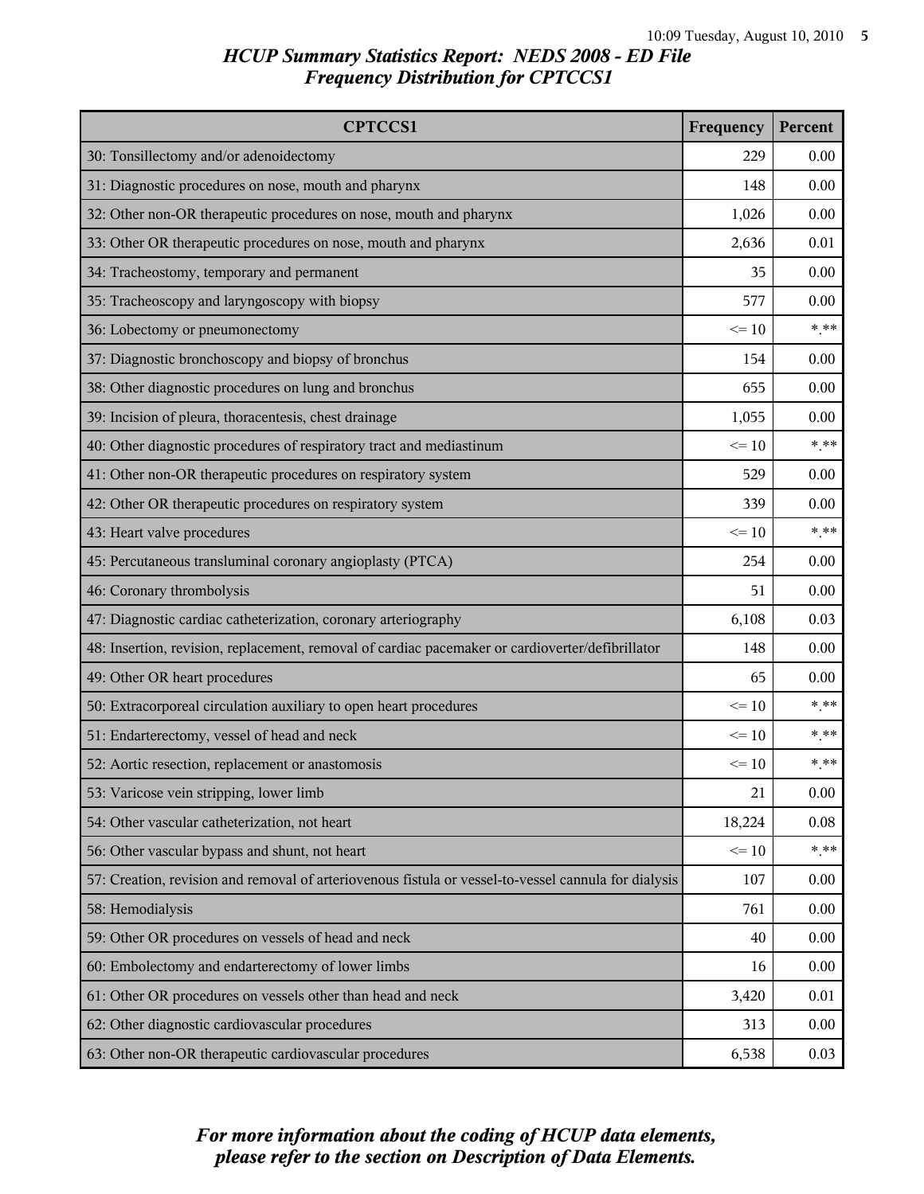# HCUP Summary Statistics Report: NEDS 2008 - ED File
## Frequency Distribution for CPTCCS1

| CPTCCS1 | Frequency | Percent |
|---|---|---|
| 30: Tonsillectomy and/or adenoidectomy | 229 | 0.00 |
| 31: Diagnostic procedures on nose, mouth and pharynx | 148 | 0.00 |
| 32: Other non-OR therapeutic procedures on nose, mouth and pharynx | 1,026 | 0.00 |
| 33: Other OR therapeutic procedures on nose, mouth and pharynx | 2,636 | 0.01 |
| 34: Tracheostomy, temporary and permanent | 35 | 0.00 |
| 35: Tracheoscopy and laryngoscopy with biopsy | 577 | 0.00 |
| 36: Lobectomy or pneumonectomy | <= 10 | *.** |
| 37: Diagnostic bronchoscopy and biopsy of bronchus | 154 | 0.00 |
| 38: Other diagnostic procedures on lung and bronchus | 655 | 0.00 |
| 39: Incision of pleura, thoracentesis, chest drainage | 1,055 | 0.00 |
| 40: Other diagnostic procedures of respiratory tract and mediastinum | <= 10 | *.** |
| 41: Other non-OR therapeutic procedures on respiratory system | 529 | 0.00 |
| 42: Other OR therapeutic procedures on respiratory system | 339 | 0.00 |
| 43: Heart valve procedures | <= 10 | *.** |
| 45: Percutaneous transluminal coronary angioplasty (PTCA) | 254 | 0.00 |
| 46: Coronary thrombolysis | 51 | 0.00 |
| 47: Diagnostic cardiac catheterization, coronary arteriography | 6,108 | 0.03 |
| 48: Insertion, revision, replacement, removal of cardiac pacemaker or cardioverter/defibrillator | 148 | 0.00 |
| 49: Other OR heart procedures | 65 | 0.00 |
| 50: Extracorporeal circulation auxiliary to open heart procedures | <= 10 | *.** |
| 51: Endarterectomy, vessel of head and neck | <= 10 | *.** |
| 52: Aortic resection, replacement or anastomosis | <= 10 | *.** |
| 53: Varicose vein stripping, lower limb | 21 | 0.00 |
| 54: Other vascular catheterization, not heart | 18,224 | 0.08 |
| 56: Other vascular bypass and shunt, not heart | <= 10 | *.** |
| 57: Creation, revision and removal of arteriovenous fistula or vessel-to-vessel cannula for dialysis | 107 | 0.00 |
| 58: Hemodialysis | 761 | 0.00 |
| 59: Other OR procedures on vessels of head and neck | 40 | 0.00 |
| 60: Embolectomy and endarterectomy of lower limbs | 16 | 0.00 |
| 61: Other OR procedures on vessels other than head and neck | 3,420 | 0.01 |
| 62: Other diagnostic cardiovascular procedures | 313 | 0.00 |
| 63: Other non-OR therapeutic cardiovascular procedures | 6,538 | 0.03 |

*For more information about the coding of HCUP data elements, please refer to the section on Description of Data Elements.*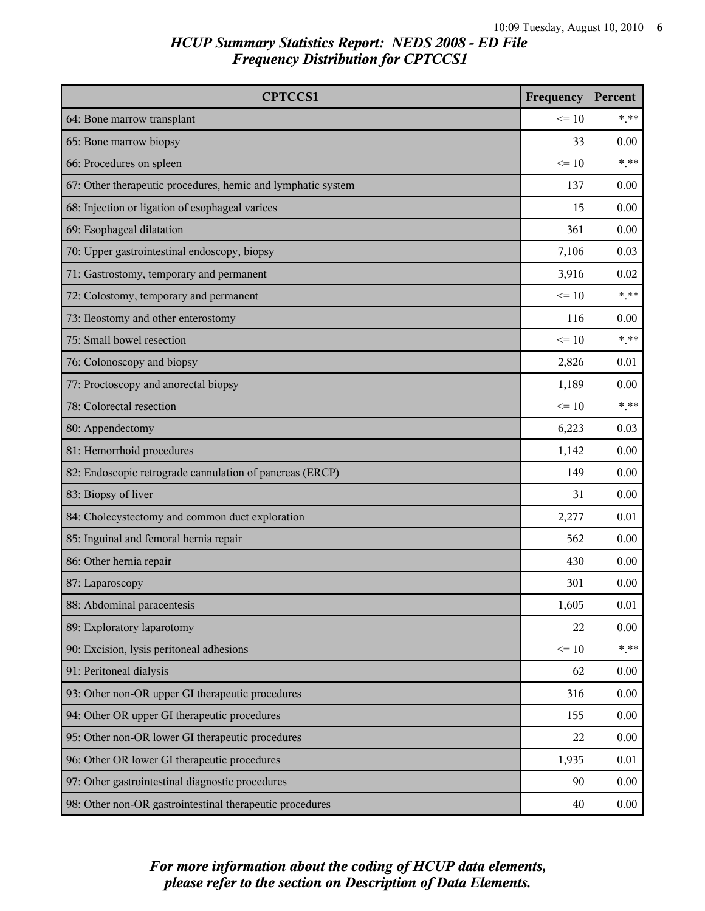# HCUP Summary Statistics Report: NEDS 2008 - ED File

## Frequency Distribution for CPTCCS1

| CPTCCS1 | Frequency | Percent |
|---|---|---|
| 64: Bone marrow transplant | <= 10 | *.** |
| 65: Bone marrow biopsy | 33 | 0.00 |
| 66: Procedures on spleen | <= 10 | *.** |
| 67: Other therapeutic procedures, hemic and lymphatic system | 137 | 0.00 |
| 68: Injection or ligation of esophageal varices | 15 | 0.00 |
| 69: Esophageal dilatation | 361 | 0.00 |
| 70: Upper gastrointestinal endoscopy, biopsy | 7,106 | 0.03 |
| 71: Gastrostomy, temporary and permanent | 3,916 | 0.02 |
| 72: Colostomy, temporary and permanent | <= 10 | *.** |
| 73: Ileostomy and other enterostomy | 116 | 0.00 |
| 75: Small bowel resection | <= 10 | *.** |
| 76: Colonoscopy and biopsy | 2,826 | 0.01 |
| 77: Proctoscopy and anorectal biopsy | 1,189 | 0.00 |
| 78: Colorectal resection | <= 10 | *.** |
| 80: Appendectomy | 6,223 | 0.03 |
| 81: Hemorrhoid procedures | 1,142 | 0.00 |
| 82: Endoscopic retrograde cannulation of pancreas (ERCP) | 149 | 0.00 |
| 83: Biopsy of liver | 31 | 0.00 |
| 84: Cholecystectomy and common duct exploration | 2,277 | 0.01 |
| 85: Inguinal and femoral hernia repair | 562 | 0.00 |
| 86: Other hernia repair | 430 | 0.00 |
| 87: Laparoscopy | 301 | 0.00 |
| 88: Abdominal paracentesis | 1,605 | 0.01 |
| 89: Exploratory laparotomy | 22 | 0.00 |
| 90: Excision, lysis peritoneal adhesions | <= 10 | *.** |
| 91: Peritoneal dialysis | 62 | 0.00 |
| 93: Other non-OR upper GI therapeutic procedures | 316 | 0.00 |
| 94: Other OR upper GI therapeutic procedures | 155 | 0.00 |
| 95: Other non-OR lower GI therapeutic procedures | 22 | 0.00 |
| 96: Other OR lower GI therapeutic procedures | 1,935 | 0.01 |
| 97: Other gastrointestinal diagnostic procedures | 90 | 0.00 |
| 98: Other non-OR gastrointestinal therapeutic procedures | 40 | 0.00 |

*For more information about the coding of HCUP data elements, please refer to the section on Description of Data Elements.*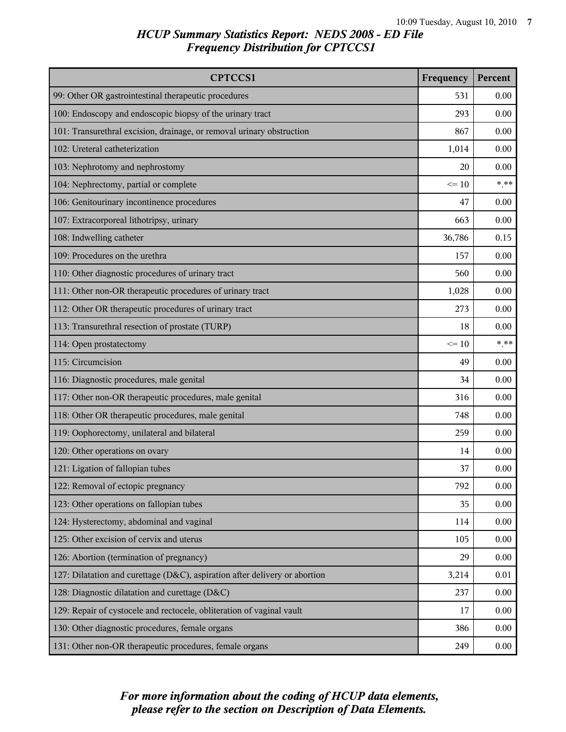# HCUP Summary Statistics Report: NEDS 2008 - ED File
## Frequency Distribution for CPTCCS1

| CPTCCS1 | Frequency | Percent |
|---|---|---|
| 99: Other OR gastrointestinal therapeutic procedures | 531 | 0.00 |
| 100: Endoscopy and endoscopic biopsy of the urinary tract | 293 | 0.00 |
| 101: Transurethral excision, drainage, or removal urinary obstruction | 867 | 0.00 |
| 102: Ureteral catheterization | 1,014 | 0.00 |
| 103: Nephrotomy and nephrostomy | 20 | 0.00 |
| 104: Nephrectomy, partial or complete | <= 10 | *.** |
| 106: Genitourinary incontinence procedures | 47 | 0.00 |
| 107: Extracorporeal lithotripsy, urinary | 663 | 0.00 |
| 108: Indwelling catheter | 36,786 | 0.15 |
| 109: Procedures on the urethra | 157 | 0.00 |
| 110: Other diagnostic procedures of urinary tract | 560 | 0.00 |
| 111: Other non-OR therapeutic procedures of urinary tract | 1,028 | 0.00 |
| 112: Other OR therapeutic procedures of urinary tract | 273 | 0.00 |
| 113: Transurethral resection of prostate (TURP) | 18 | 0.00 |
| 114: Open prostatectomy | <= 10 | *.** |
| 115: Circumcision | 49 | 0.00 |
| 116: Diagnostic procedures, male genital | 34 | 0.00 |
| 117: Other non-OR therapeutic procedures, male genital | 316 | 0.00 |
| 118: Other OR therapeutic procedures, male genital | 748 | 0.00 |
| 119: Oophorectomy, unilateral and bilateral | 259 | 0.00 |
| 120: Other operations on ovary | 14 | 0.00 |
| 121: Ligation of fallopian tubes | 37 | 0.00 |
| 122: Removal of ectopic pregnancy | 792 | 0.00 |
| 123: Other operations on fallopian tubes | 35 | 0.00 |
| 124: Hysterectomy, abdominal and vaginal | 114 | 0.00 |
| 125: Other excision of cervix and uterus | 105 | 0.00 |
| 126: Abortion (termination of pregnancy) | 29 | 0.00 |
| 127: Dilatation and curettage (D&C), aspiration after delivery or abortion | 3,214 | 0.01 |
| 128: Diagnostic dilatation and curettage (D&C) | 237 | 0.00 |
| 129: Repair of cystocele and rectocele, obliteration of vaginal vault | 17 | 0.00 |
| 130: Other diagnostic procedures, female organs | 386 | 0.00 |
| 131: Other non-OR therapeutic procedures, female organs | 249 | 0.00 |

*For more information about the coding of HCUP data elements, please refer to the section on Description of Data Elements.*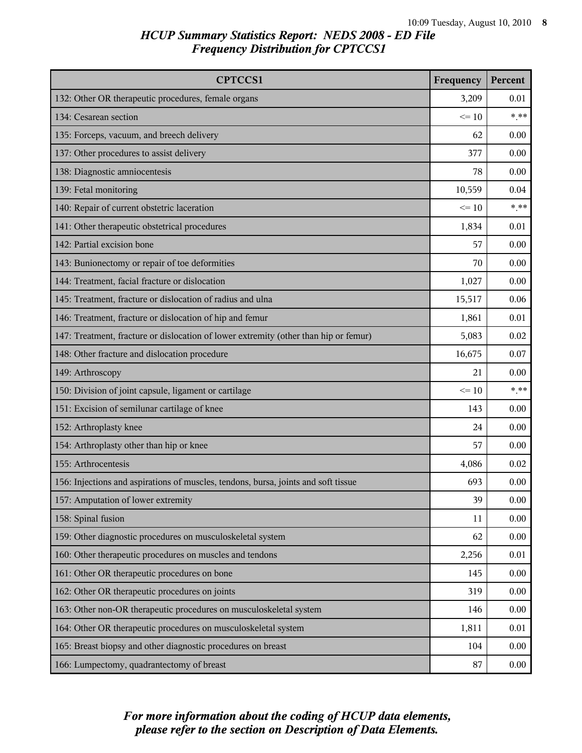# HCUP Summary Statistics Report: NEDS 2008 - ED File
## Frequency Distribution for CPTCCS1

| CPTCCS1 | Frequency | Percent |
|---|---|---|
| 132: Other OR therapeutic procedures, female organs | 3,209 | 0.01 |
| 134: Cesarean section | <= 10 | *.** |
| 135: Forceps, vacuum, and breech delivery | 62 | 0.00 |
| 137: Other procedures to assist delivery | 377 | 0.00 |
| 138: Diagnostic amniocentesis | 78 | 0.00 |
| 139: Fetal monitoring | 10,559 | 0.04 |
| 140: Repair of current obstetric laceration | <= 10 | *.** |
| 141: Other therapeutic obstetrical procedures | 1,834 | 0.01 |
| 142: Partial excision bone | 57 | 0.00 |
| 143: Bunionectomy or repair of toe deformities | 70 | 0.00 |
| 144: Treatment, facial fracture or dislocation | 1,027 | 0.00 |
| 145: Treatment, fracture or dislocation of radius and ulna | 15,517 | 0.06 |
| 146: Treatment, fracture or dislocation of hip and femur | 1,861 | 0.01 |
| 147: Treatment, fracture or dislocation of lower extremity (other than hip or femur) | 5,083 | 0.02 |
| 148: Other fracture and dislocation procedure | 16,675 | 0.07 |
| 149: Arthroscopy | 21 | 0.00 |
| 150: Division of joint capsule, ligament or cartilage | <= 10 | *.** |
| 151: Excision of semilunar cartilage of knee | 143 | 0.00 |
| 152: Arthroplasty knee | 24 | 0.00 |
| 154: Arthroplasty other than hip or knee | 57 | 0.00 |
| 155: Arthrocentesis | 4,086 | 0.02 |
| 156: Injections and aspirations of muscles, tendons, bursa, joints and soft tissue | 693 | 0.00 |
| 157: Amputation of lower extremity | 39 | 0.00 |
| 158: Spinal fusion | 11 | 0.00 |
| 159: Other diagnostic procedures on musculoskeletal system | 62 | 0.00 |
| 160: Other therapeutic procedures on muscles and tendons | 2,256 | 0.01 |
| 161: Other OR therapeutic procedures on bone | 145 | 0.00 |
| 162: Other OR therapeutic procedures on joints | 319 | 0.00 |
| 163: Other non-OR therapeutic procedures on musculoskeletal system | 146 | 0.00 |
| 164: Other OR therapeutic procedures on musculoskeletal system | 1,811 | 0.01 |
| 165: Breast biopsy and other diagnostic procedures on breast | 104 | 0.00 |
| 166: Lumpectomy, quadrantectomy of breast | 87 | 0.00 |

*For more information about the coding of HCUP data elements, please refer to the section on Description of Data Elements.*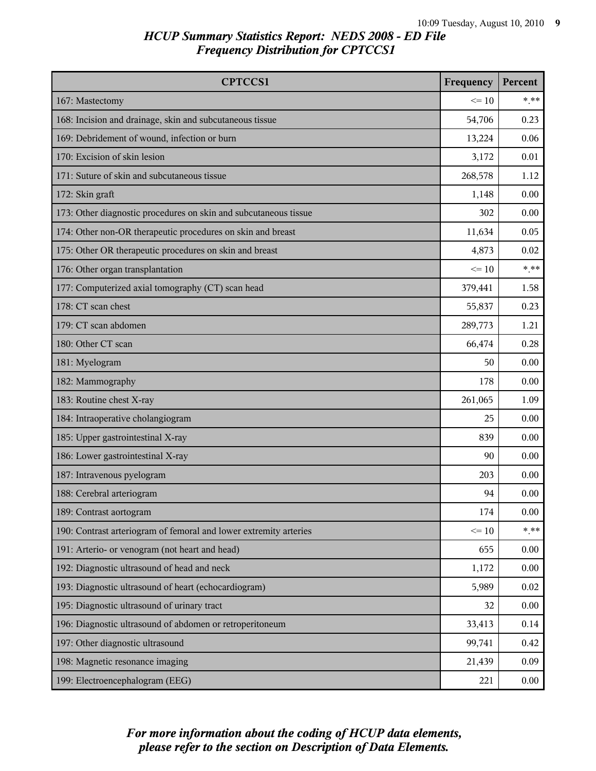# HCUP Summary Statistics Report: NEDS 2008 - ED File
## Frequency Distribution for CPTCCS1

| CPTCCS1 | Frequency | Percent |
|---|---|---|
| 167: Mastectomy | <= 10 | *.** |
| 168: Incision and drainage, skin and subcutaneous tissue | 54,706 | 0.23 |
| 169: Debridement of wound, infection or burn | 13,224 | 0.06 |
| 170: Excision of skin lesion | 3,172 | 0.01 |
| 171: Suture of skin and subcutaneous tissue | 268,578 | 1.12 |
| 172: Skin graft | 1,148 | 0.00 |
| 173: Other diagnostic procedures on skin and subcutaneous tissue | 302 | 0.00 |
| 174: Other non-OR therapeutic procedures on skin and breast | 11,634 | 0.05 |
| 175: Other OR therapeutic procedures on skin and breast | 4,873 | 0.02 |
| 176: Other organ transplantation | <= 10 | *.** |
| 177: Computerized axial tomography (CT) scan head | 379,441 | 1.58 |
| 178: CT scan chest | 55,837 | 0.23 |
| 179: CT scan abdomen | 289,773 | 1.21 |
| 180: Other CT scan | 66,474 | 0.28 |
| 181: Myelogram | 50 | 0.00 |
| 182: Mammography | 178 | 0.00 |
| 183: Routine chest X-ray | 261,065 | 1.09 |
| 184: Intraoperative cholangiogram | 25 | 0.00 |
| 185: Upper gastrointestinal X-ray | 839 | 0.00 |
| 186: Lower gastrointestinal X-ray | 90 | 0.00 |
| 187: Intravenous pyelogram | 203 | 0.00 |
| 188: Cerebral arteriogram | 94 | 0.00 |
| 189: Contrast aortogram | 174 | 0.00 |
| 190: Contrast arteriogram of femoral and lower extremity arteries | <= 10 | *.** |
| 191: Arterio- or venogram (not heart and head) | 655 | 0.00 |
| 192: Diagnostic ultrasound of head and neck | 1,172 | 0.00 |
| 193: Diagnostic ultrasound of heart (echocardiogram) | 5,989 | 0.02 |
| 195: Diagnostic ultrasound of urinary tract | 32 | 0.00 |
| 196: Diagnostic ultrasound of abdomen or retroperitoneum | 33,413 | 0.14 |
| 197: Other diagnostic ultrasound | 99,741 | 0.42 |
| 198: Magnetic resonance imaging | 21,439 | 0.09 |
| 199: Electroencephalogram (EEG) | 221 | 0.00 |

*For more information about the coding of HCUP data elements, please refer to the section on Description of Data Elements.*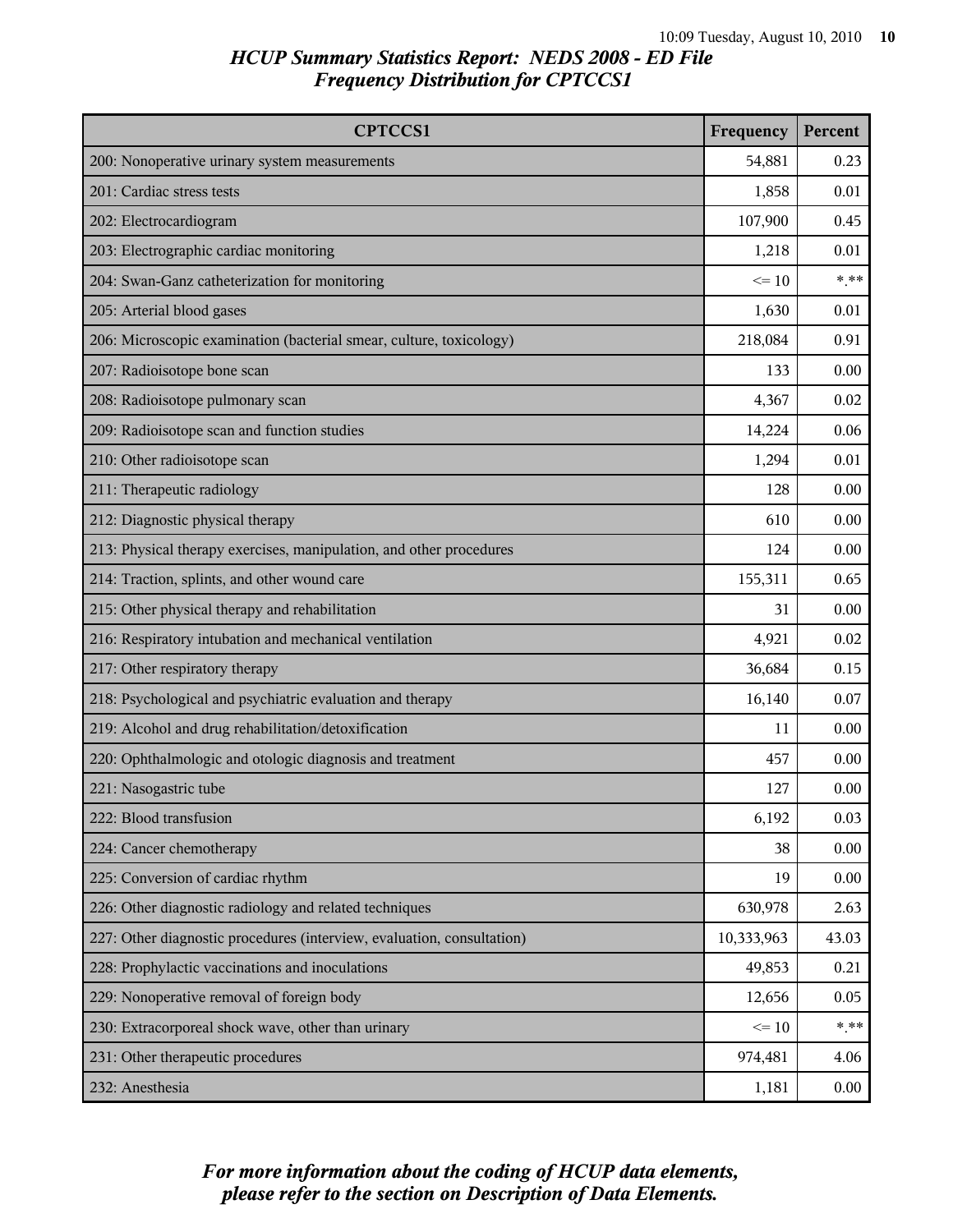# HCUP Summary Statistics Report: NEDS 2008 - ED File
## Frequency Distribution for CPTCCS1

| CPTCCS1 | Frequency | Percent |
|---|---|---|
| 200: Nonoperative urinary system measurements | 54,881 | 0.23 |
| 201: Cardiac stress tests | 1,858 | 0.01 |
| 202: Electrocardiogram | 107,900 | 0.45 |
| 203: Electrographic cardiac monitoring | 1,218 | 0.01 |
| 204: Swan-Ganz catheterization for monitoring | <= 10 | *.** |
| 205: Arterial blood gases | 1,630 | 0.01 |
| 206: Microscopic examination (bacterial smear, culture, toxicology) | 218,084 | 0.91 |
| 207: Radioisotope bone scan | 133 | 0.00 |
| 208: Radioisotope pulmonary scan | 4,367 | 0.02 |
| 209: Radioisotope scan and function studies | 14,224 | 0.06 |
| 210: Other radioisotope scan | 1,294 | 0.01 |
| 211: Therapeutic radiology | 128 | 0.00 |
| 212: Diagnostic physical therapy | 610 | 0.00 |
| 213: Physical therapy exercises, manipulation, and other procedures | 124 | 0.00 |
| 214: Traction, splints, and other wound care | 155,311 | 0.65 |
| 215: Other physical therapy and rehabilitation | 31 | 0.00 |
| 216: Respiratory intubation and mechanical ventilation | 4,921 | 0.02 |
| 217: Other respiratory therapy | 36,684 | 0.15 |
| 218: Psychological and psychiatric evaluation and therapy | 16,140 | 0.07 |
| 219: Alcohol and drug rehabilitation/detoxification | 11 | 0.00 |
| 220: Ophthalmologic and otologic diagnosis and treatment | 457 | 0.00 |
| 221: Nasogastric tube | 127 | 0.00 |
| 222: Blood transfusion | 6,192 | 0.03 |
| 224: Cancer chemotherapy | 38 | 0.00 |
| 225: Conversion of cardiac rhythm | 19 | 0.00 |
| 226: Other diagnostic radiology and related techniques | 630,978 | 2.63 |
| 227: Other diagnostic procedures (interview, evaluation, consultation) | 10,333,963 | 43.03 |
| 228: Prophylactic vaccinations and inoculations | 49,853 | 0.21 |
| 229: Nonoperative removal of foreign body | 12,656 | 0.05 |
| 230: Extracorporeal shock wave, other than urinary | <= 10 | *.** |
| 231: Other therapeutic procedures | 974,481 | 4.06 |
| 232: Anesthesia | 1,181 | 0.00 |

*For more information about the coding of HCUP data elements, please refer to the section on Description of Data Elements.*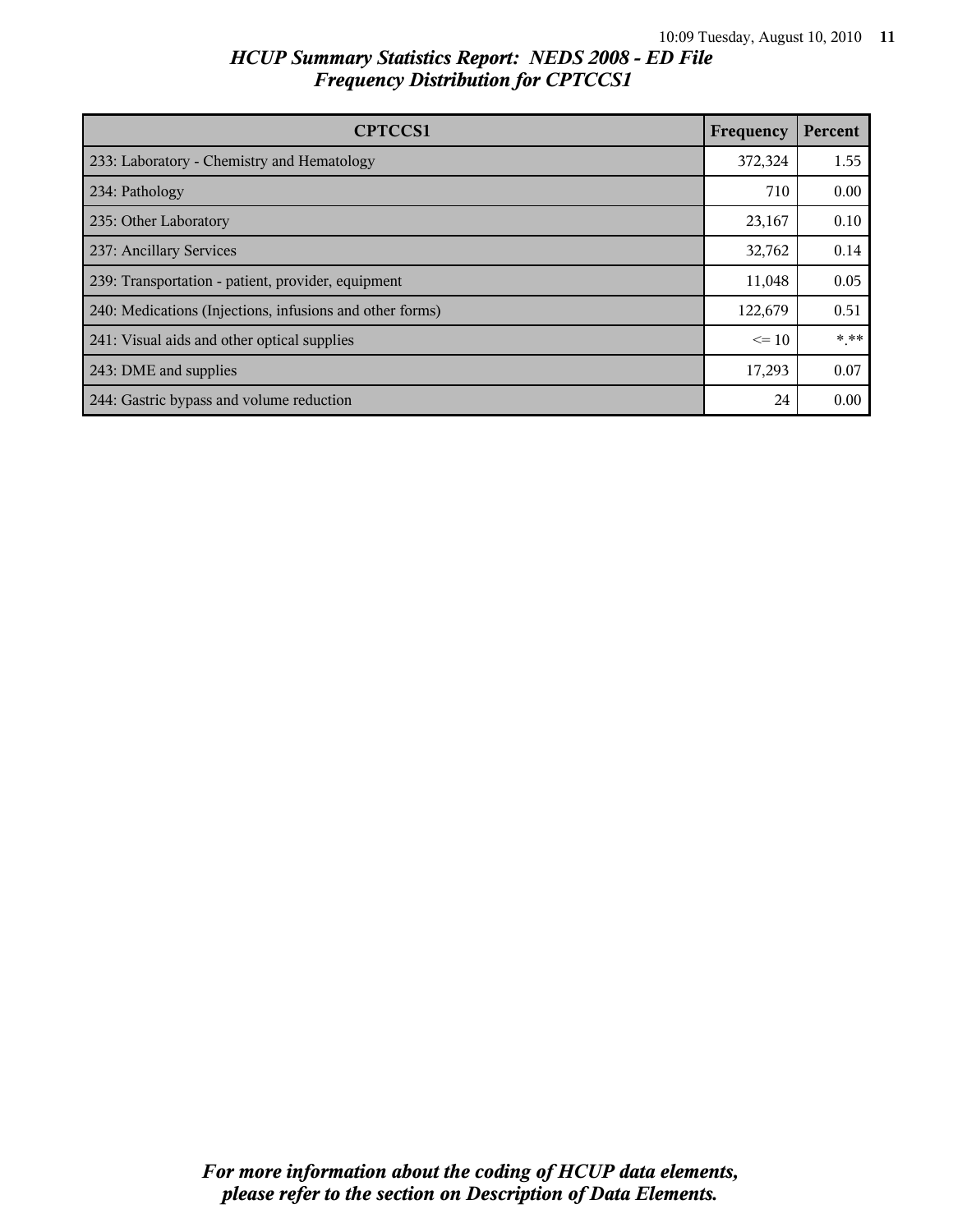# HCUP Summary Statistics Report: NEDS 2008 - ED File
## Frequency Distribution for CPTCCS1

| CPTCCS1 | Frequency | Percent |
|---|---|---|
| 233: Laboratory - Chemistry and Hematology | 372,324 | 1.55 |
| 234: Pathology | 710 | 0.00 |
| 235: Other Laboratory | 23,167 | 0.10 |
| 237: Ancillary Services | 32,762 | 0.14 |
| 239: Transportation - patient, provider, equipment | 11,048 | 0.05 |
| 240: Medications (Injections, infusions and other forms) | 122,679 | 0.51 |
| 241: Visual aids and other optical supplies | <= 10 | *.** |
| 243: DME and supplies | 17,293 | 0.07 |
| 244: Gastric bypass and volume reduction | 24 | 0.00 |

*For more information about the coding of HCUP data elements, please refer to the section on Description of Data Elements.*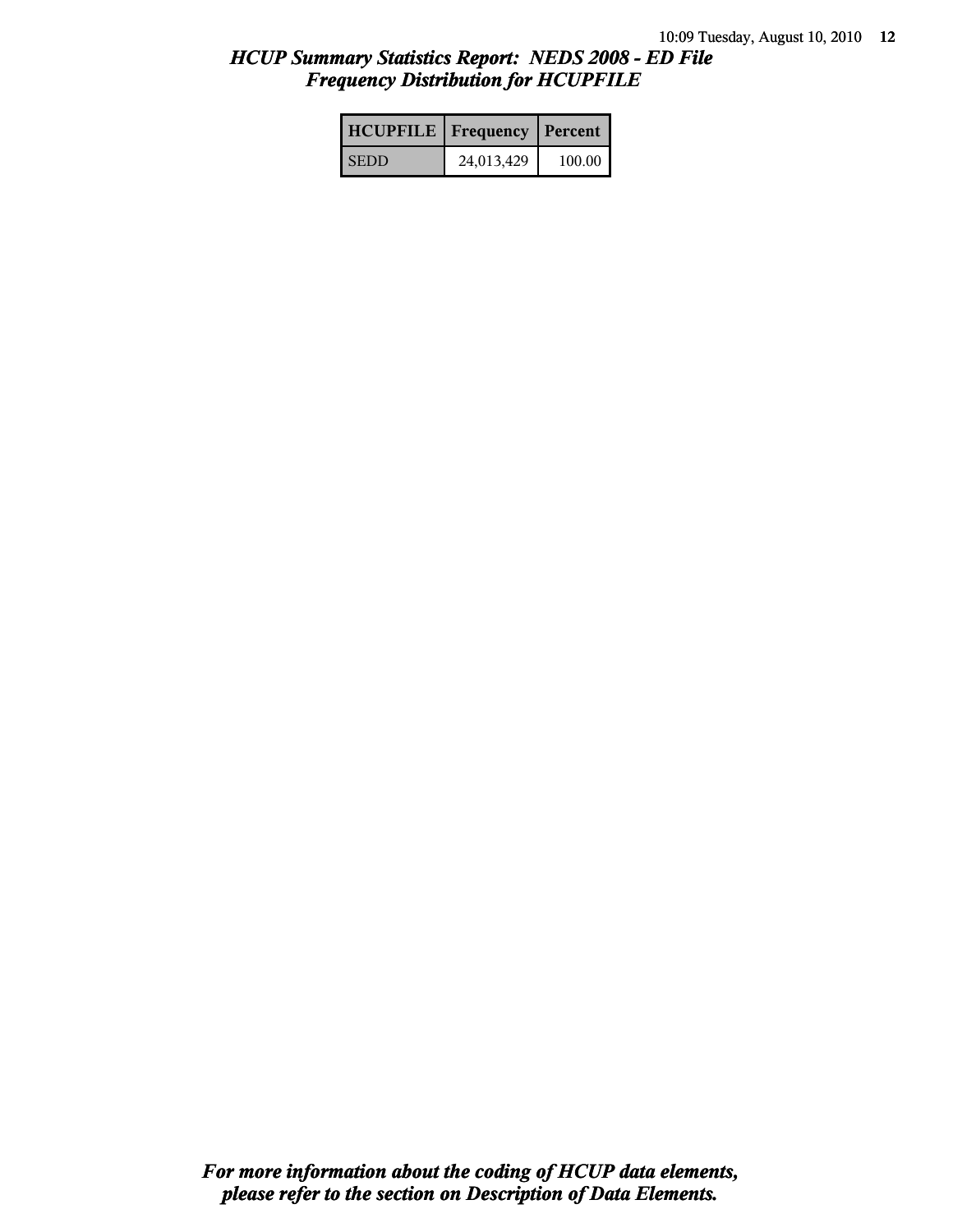## *HCUP Summary Statistics Report: NEDS 2008 - ED File*
## *Frequency Distribution for HCUPFILE*

| HCUPFILE | Frequency | Percent |
|---|---|---|
| SEDD | 24,013,429 | 100.00 |

***For more information about the coding of HCUP data elements, please refer to the section on Description of Data Elements.***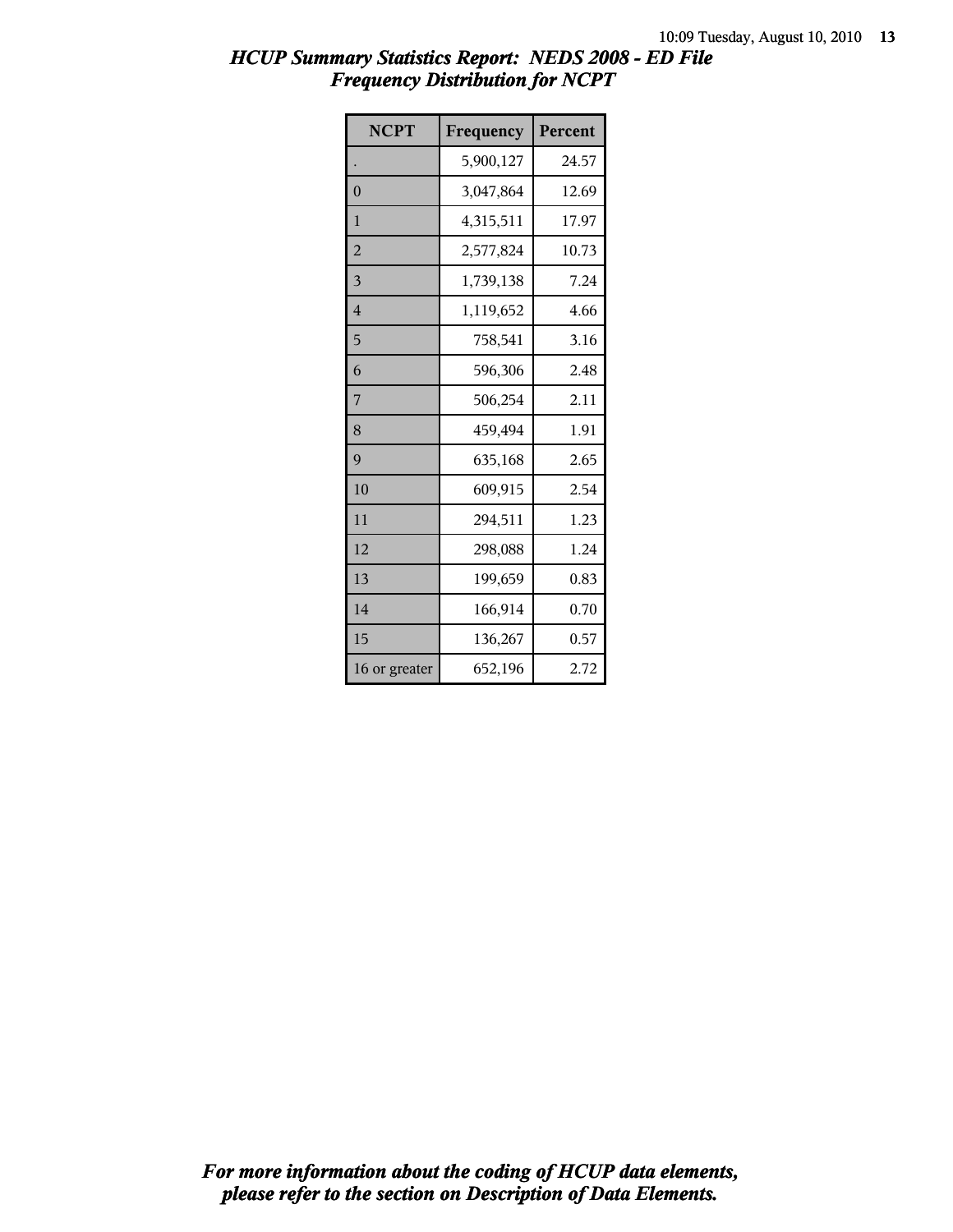# HCUP Summary Statistics Report: NEDS 2008 - ED File
## Frequency Distribution for NCPT

| NCPT | Frequency | Percent |
|---|---|---|
| . | 5,900,127 | 24.57 |
| 0 | 3,047,864 | 12.69 |
| 1 | 4,315,511 | 17.97 |
| 2 | 2,577,824 | 10.73 |
| 3 | 1,739,138 | 7.24 |
| 4 | 1,119,652 | 4.66 |
| 5 | 758,541 | 3.16 |
| 6 | 596,306 | 2.48 |
| 7 | 506,254 | 2.11 |
| 8 | 459,494 | 1.91 |
| 9 | 635,168 | 2.65 |
| 10 | 609,915 | 2.54 |
| 11 | 294,511 | 1.23 |
| 12 | 298,088 | 1.24 |
| 13 | 199,659 | 0.83 |
| 14 | 166,914 | 0.70 |
| 15 | 136,267 | 0.57 |
| 16 or greater | 652,196 | 2.72 |

*For more information about the coding of HCUP data elements, please refer to the section on Description of Data Elements.*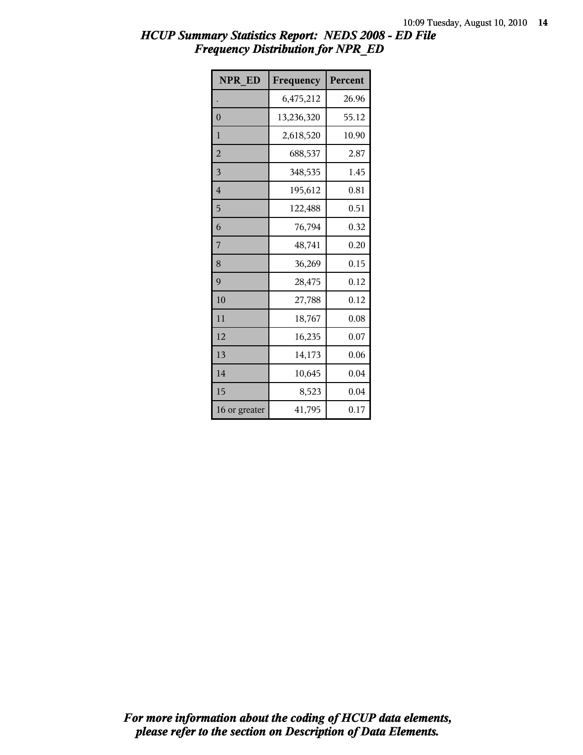## *HCUP Summary Statistics Report: NEDS 2008 - ED File*
## *Frequency Distribution for NPR_ED*

| NPR_ED | Frequency | Percent |
|---|---|---|
| . | 6,475,212 | 26.96 |
| 0 | 13,236,320 | 55.12 |
| 1 | 2,618,520 | 10.90 |
| 2 | 688,537 | 2.87 |
| 3 | 348,535 | 1.45 |
| 4 | 195,612 | 0.81 |
| 5 | 122,488 | 0.51 |
| 6 | 76,794 | 0.32 |
| 7 | 48,741 | 0.20 |
| 8 | 36,269 | 0.15 |
| 9 | 28,475 | 0.12 |
| 10 | 27,788 | 0.12 |
| 11 | 18,767 | 0.08 |
| 12 | 16,235 | 0.07 |
| 13 | 14,173 | 0.06 |
| 14 | 10,645 | 0.04 |
| 15 | 8,523 | 0.04 |
| 16 or greater | 41,795 | 0.17 |

***For more information about the coding of HCUP data elements, please refer to the section on Description of Data Elements.***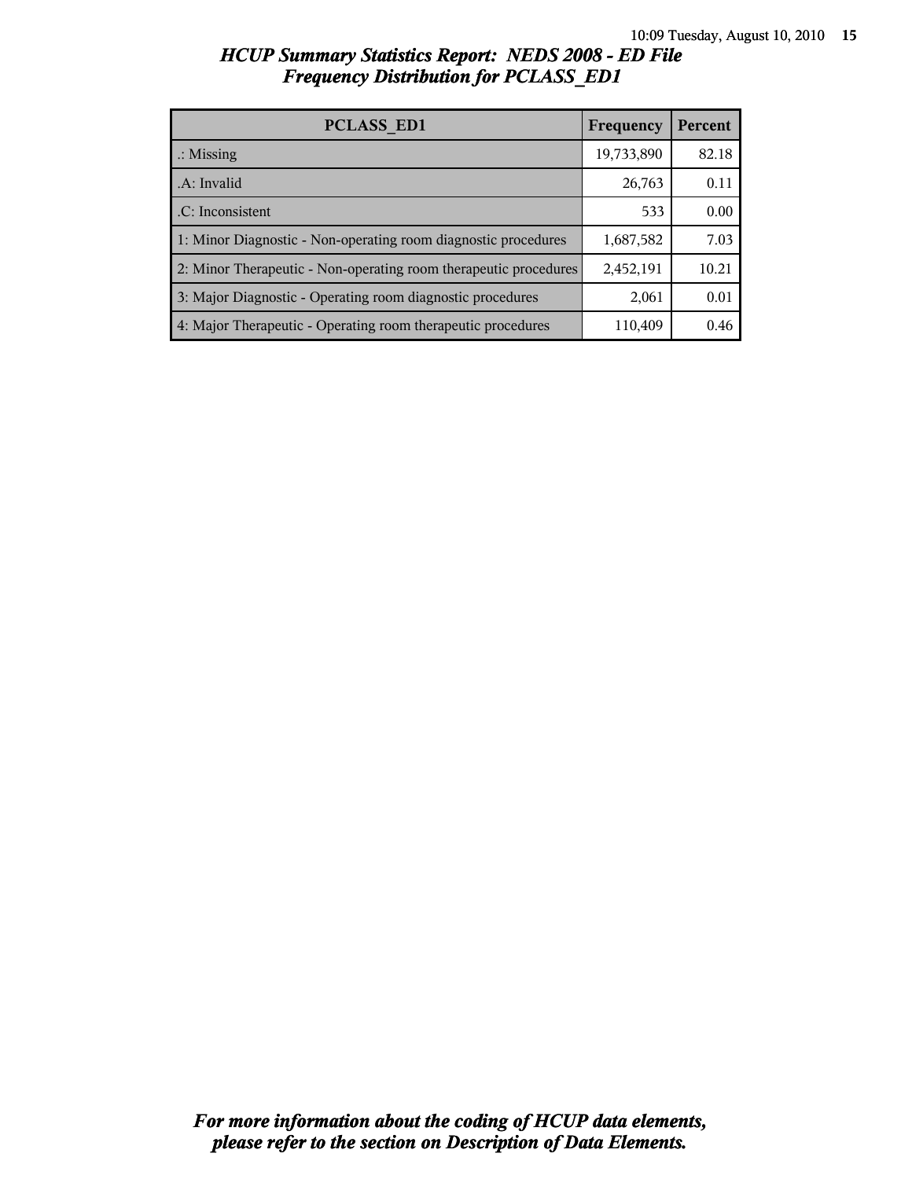# HCUP Summary Statistics Report: NEDS 2008 - ED File
## Frequency Distribution for PCLASS_ED1

| PCLASS_ED1 | Frequency | Percent |
|---|---|---|
| .: Missing | 19,733,890 | 82.18 |
| .A: Invalid | 26,763 | 0.11 |
| .C: Inconsistent | 533 | 0.00 |
| 1: Minor Diagnostic - Non-operating room diagnostic procedures | 1,687,582 | 7.03 |
| 2: Minor Therapeutic - Non-operating room therapeutic procedures | 2,452,191 | 10.21 |
| 3: Major Diagnostic - Operating room diagnostic procedures | 2,061 | 0.01 |
| 4: Major Therapeutic - Operating room therapeutic procedures | 110,409 | 0.46 |

*For more information about the coding of HCUP data elements, please refer to the section on Description of Data Elements.*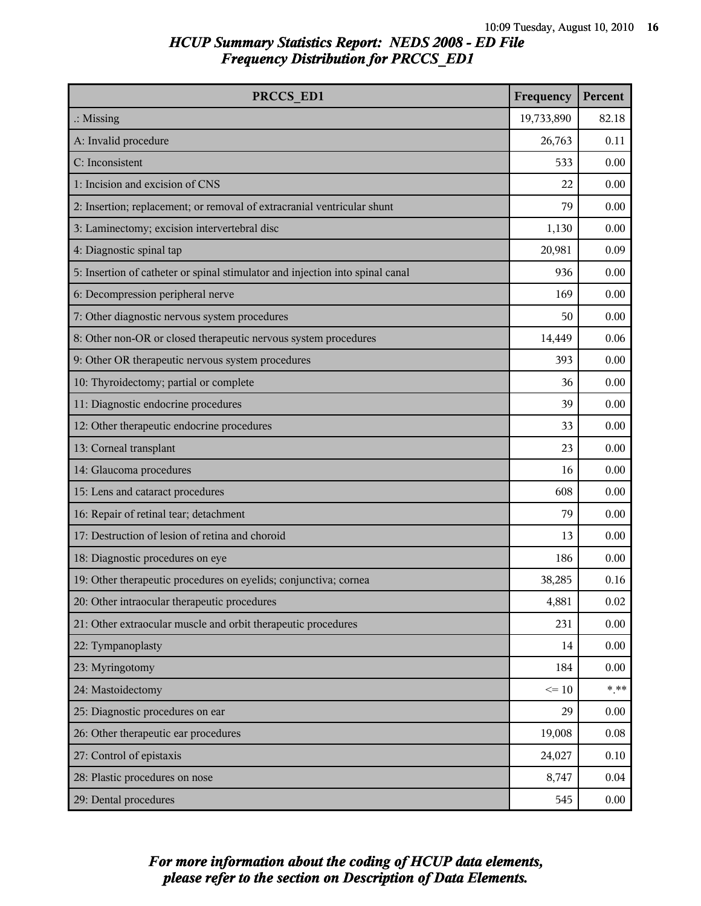## HCUP Summary Statistics Report: NEDS 2008 - ED File
## Frequency Distribution for PRCCS_ED1

| PRCCS_ED1 | Frequency | Percent |
|---|---|---|
| .: Missing | 19,733,890 | 82.18 |
| A: Invalid procedure | 26,763 | 0.11 |
| C: Inconsistent | 533 | 0.00 |
| 1: Incision and excision of CNS | 22 | 0.00 |
| 2: Insertion; replacement; or removal of extracranial ventricular shunt | 79 | 0.00 |
| 3: Laminectomy; excision intervertebral disc | 1,130 | 0.00 |
| 4: Diagnostic spinal tap | 20,981 | 0.09 |
| 5: Insertion of catheter or spinal stimulator and injection into spinal canal | 936 | 0.00 |
| 6: Decompression peripheral nerve | 169 | 0.00 |
| 7: Other diagnostic nervous system procedures | 50 | 0.00 |
| 8: Other non-OR or closed therapeutic nervous system procedures | 14,449 | 0.06 |
| 9: Other OR therapeutic nervous system procedures | 393 | 0.00 |
| 10: Thyroidectomy; partial or complete | 36 | 0.00 |
| 11: Diagnostic endocrine procedures | 39 | 0.00 |
| 12: Other therapeutic endocrine procedures | 33 | 0.00 |
| 13: Corneal transplant | 23 | 0.00 |
| 14: Glaucoma procedures | 16 | 0.00 |
| 15: Lens and cataract procedures | 608 | 0.00 |
| 16: Repair of retinal tear; detachment | 79 | 0.00 |
| 17: Destruction of lesion of retina and choroid | 13 | 0.00 |
| 18: Diagnostic procedures on eye | 186 | 0.00 |
| 19: Other therapeutic procedures on eyelids; conjunctiva; cornea | 38,285 | 0.16 |
| 20: Other intraocular therapeutic procedures | 4,881 | 0.02 |
| 21: Other extraocular muscle and orbit therapeutic procedures | 231 | 0.00 |
| 22: Tympanoplasty | 14 | 0.00 |
| 23: Myringotomy | 184 | 0.00 |
| 24: Mastoidectomy | <= 10 | *.** |
| 25: Diagnostic procedures on ear | 29 | 0.00 |
| 26: Other therapeutic ear procedures | 19,008 | 0.08 |
| 27: Control of epistaxis | 24,027 | 0.10 |
| 28: Plastic procedures on nose | 8,747 | 0.04 |
| 29: Dental procedures | 545 | 0.00 |

*For more information about the coding of HCUP data elements, please refer to the section on Description of Data Elements.*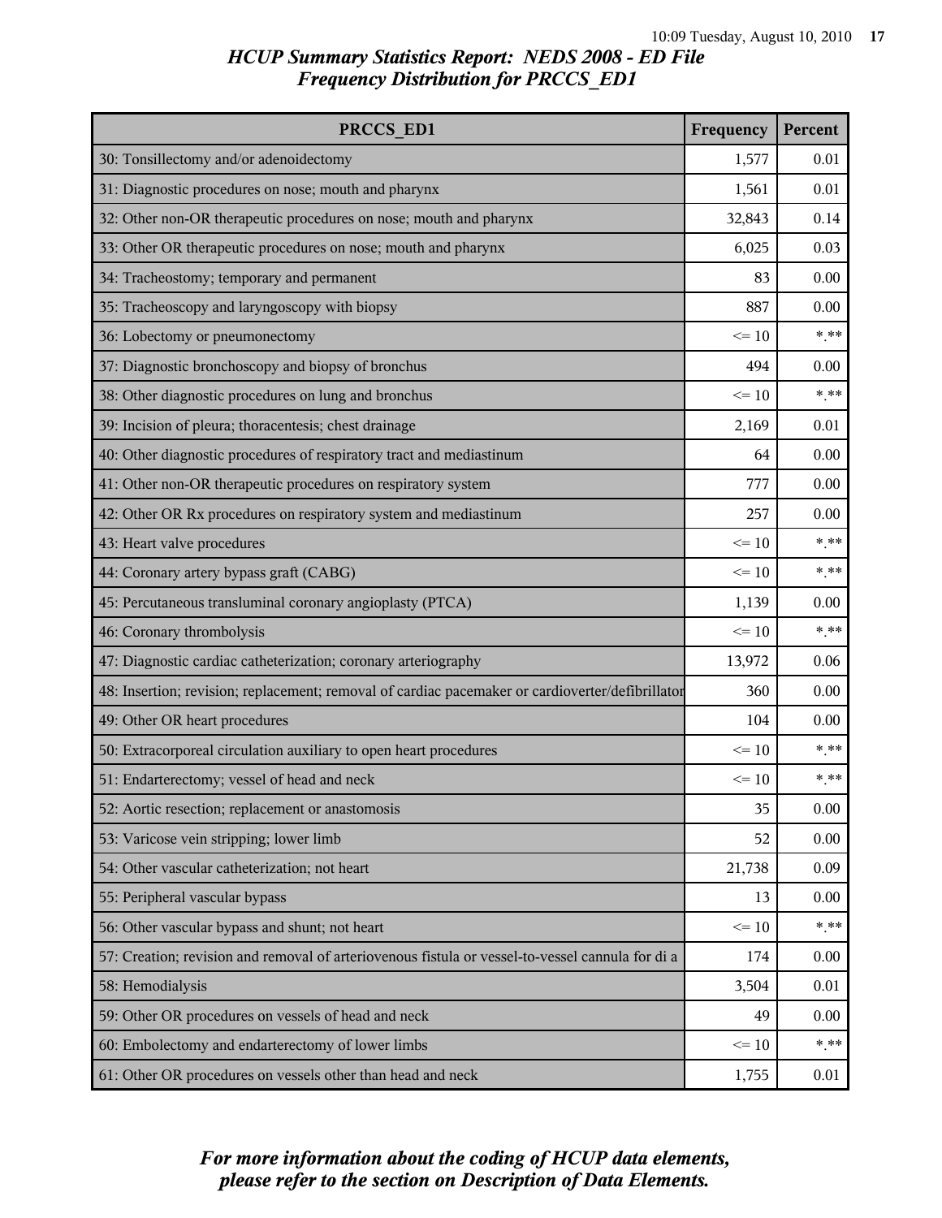# HCUP Summary Statistics Report: NEDS 2008 - ED File

## Frequency Distribution for PRCCS_ED1

| PRCCS_ED1 | Frequency | Percent |
|---|---|---|
| 30: Tonsillectomy and/or adenoidectomy | 1,577 | 0.01 |
| 31: Diagnostic procedures on nose; mouth and pharynx | 1,561 | 0.01 |
| 32: Other non-OR therapeutic procedures on nose; mouth and pharynx | 32,843 | 0.14 |
| 33: Other OR therapeutic procedures on nose; mouth and pharynx | 6,025 | 0.03 |
| 34: Tracheostomy; temporary and permanent | 83 | 0.00 |
| 35: Tracheoscopy and laryngoscopy with biopsy | 887 | 0.00 |
| 36: Lobectomy or pneumonectomy | <= 10 | *.** |
| 37: Diagnostic bronchoscopy and biopsy of bronchus | 494 | 0.00 |
| 38: Other diagnostic procedures on lung and bronchus | <= 10 | *.** |
| 39: Incision of pleura; thoracentesis; chest drainage | 2,169 | 0.01 |
| 40: Other diagnostic procedures of respiratory tract and mediastinum | 64 | 0.00 |
| 41: Other non-OR therapeutic procedures on respiratory system | 777 | 0.00 |
| 42: Other OR Rx procedures on respiratory system and mediastinum | 257 | 0.00 |
| 43: Heart valve procedures | <= 10 | *.** |
| 44: Coronary artery bypass graft (CABG) | <= 10 | *.** |
| 45: Percutaneous transluminal coronary angioplasty (PTCA) | 1,139 | 0.00 |
| 46: Coronary thrombolysis | <= 10 | *.** |
| 47: Diagnostic cardiac catheterization; coronary arteriography | 13,972 | 0.06 |
| 48: Insertion; revision; replacement; removal of cardiac pacemaker or cardioverter/defibrillator | 360 | 0.00 |
| 49: Other OR heart procedures | 104 | 0.00 |
| 50: Extracorporeal circulation auxiliary to open heart procedures | <= 10 | *.** |
| 51: Endarterectomy; vessel of head and neck | <= 10 | *.** |
| 52: Aortic resection; replacement or anastomosis | 35 | 0.00 |
| 53: Varicose vein stripping; lower limb | 52 | 0.00 |
| 54: Other vascular catheterization; not heart | 21,738 | 0.09 |
| 55: Peripheral vascular bypass | 13 | 0.00 |
| 56: Other vascular bypass and shunt; not heart | <= 10 | *.** |
| 57: Creation; revision and removal of arteriovenous fistula or vessel-to-vessel cannula for di a | 174 | 0.00 |
| 58: Hemodialysis | 3,504 | 0.01 |
| 59: Other OR procedures on vessels of head and neck | 49 | 0.00 |
| 60: Embolectomy and endarterectomy of lower limbs | <= 10 | *.** |
| 61: Other OR procedures on vessels other than head and neck | 1,755 | 0.01 |

*For more information about the coding of HCUP data elements, please refer to the section on Description of Data Elements.*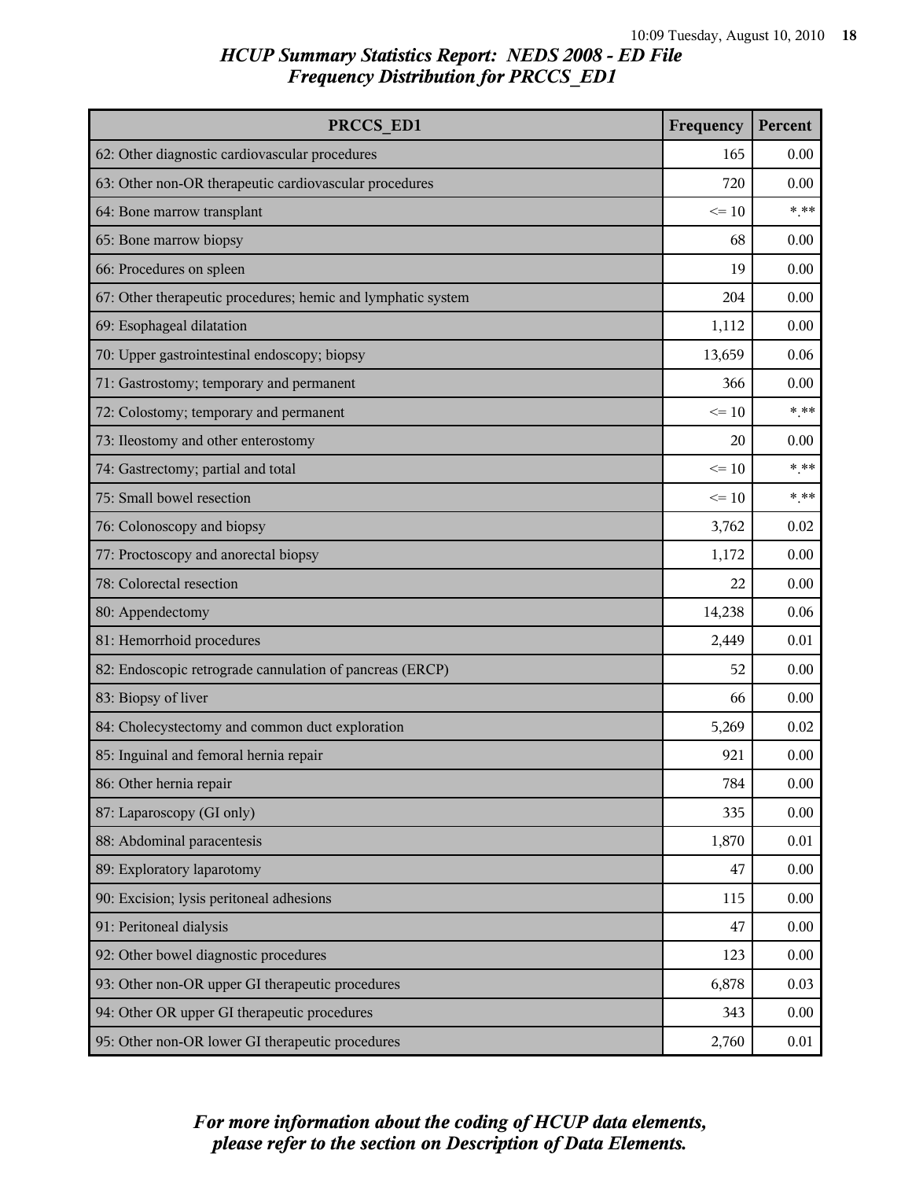## HCUP Summary Statistics Report: NEDS 2008 - ED File
### Frequency Distribution for PRCCS_ED1

| PRCCS_ED1 | Frequency | Percent |
|---|---|---|
| 62: Other diagnostic cardiovascular procedures | 165 | 0.00 |
| 63: Other non-OR therapeutic cardiovascular procedures | 720 | 0.00 |
| 64: Bone marrow transplant | <= 10 | *.** |
| 65: Bone marrow biopsy | 68 | 0.00 |
| 66: Procedures on spleen | 19 | 0.00 |
| 67: Other therapeutic procedures; hemic and lymphatic system | 204 | 0.00 |
| 69: Esophageal dilatation | 1,112 | 0.00 |
| 70: Upper gastrointestinal endoscopy; biopsy | 13,659 | 0.06 |
| 71: Gastrostomy; temporary and permanent | 366 | 0.00 |
| 72: Colostomy; temporary and permanent | <= 10 | *.** |
| 73: Ileostomy and other enterostomy | 20 | 0.00 |
| 74: Gastrectomy; partial and total | <= 10 | *.** |
| 75: Small bowel resection | <= 10 | *.** |
| 76: Colonoscopy and biopsy | 3,762 | 0.02 |
| 77: Proctoscopy and anorectal biopsy | 1,172 | 0.00 |
| 78: Colorectal resection | 22 | 0.00 |
| 80: Appendectomy | 14,238 | 0.06 |
| 81: Hemorrhoid procedures | 2,449 | 0.01 |
| 82: Endoscopic retrograde cannulation of pancreas (ERCP) | 52 | 0.00 |
| 83: Biopsy of liver | 66 | 0.00 |
| 84: Cholecystectomy and common duct exploration | 5,269 | 0.02 |
| 85: Inguinal and femoral hernia repair | 921 | 0.00 |
| 86: Other hernia repair | 784 | 0.00 |
| 87: Laparoscopy (GI only) | 335 | 0.00 |
| 88: Abdominal paracentesis | 1,870 | 0.01 |
| 89: Exploratory laparotomy | 47 | 0.00 |
| 90: Excision; lysis peritoneal adhesions | 115 | 0.00 |
| 91: Peritoneal dialysis | 47 | 0.00 |
| 92: Other bowel diagnostic procedures | 123 | 0.00 |
| 93: Other non-OR upper GI therapeutic procedures | 6,878 | 0.03 |
| 94: Other OR upper GI therapeutic procedures | 343 | 0.00 |
| 95: Other non-OR lower GI therapeutic procedures | 2,760 | 0.01 |

*For more information about the coding of HCUP data elements, please refer to the section on Description of Data Elements.*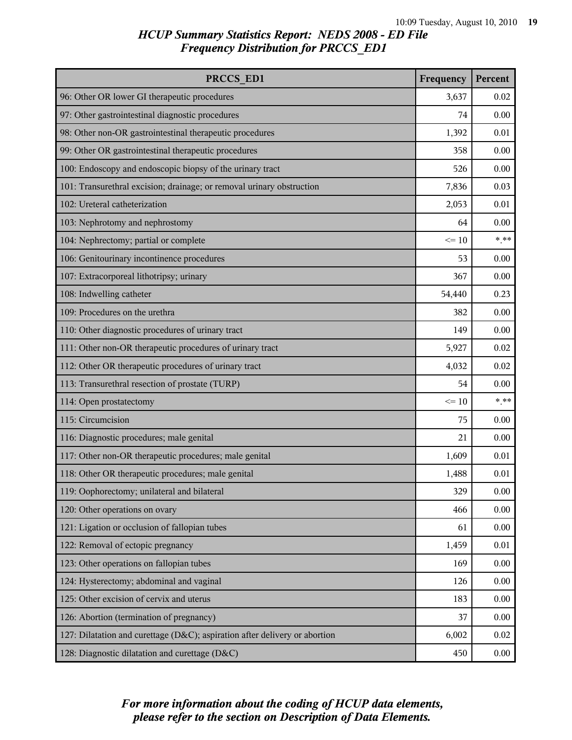## HCUP Summary Statistics Report: NEDS 2008 - ED File
## Frequency Distribution for PRCCS_ED1

| PRCCS_ED1 | Frequency | Percent |
|---|---|---|
| 96: Other OR lower GI therapeutic procedures | 3,637 | 0.02 |
| 97: Other gastrointestinal diagnostic procedures | 74 | 0.00 |
| 98: Other non-OR gastrointestinal therapeutic procedures | 1,392 | 0.01 |
| 99: Other OR gastrointestinal therapeutic procedures | 358 | 0.00 |
| 100: Endoscopy and endoscopic biopsy of the urinary tract | 526 | 0.00 |
| 101: Transurethral excision; drainage; or removal urinary obstruction | 7,836 | 0.03 |
| 102: Ureteral catheterization | 2,053 | 0.01 |
| 103: Nephrotomy and nephrostomy | 64 | 0.00 |
| 104: Nephrectomy; partial or complete | <= 10 | *.** |
| 106: Genitourinary incontinence procedures | 53 | 0.00 |
| 107: Extracorporeal lithotripsy; urinary | 367 | 0.00 |
| 108: Indwelling catheter | 54,440 | 0.23 |
| 109: Procedures on the urethra | 382 | 0.00 |
| 110: Other diagnostic procedures of urinary tract | 149 | 0.00 |
| 111: Other non-OR therapeutic procedures of urinary tract | 5,927 | 0.02 |
| 112: Other OR therapeutic procedures of urinary tract | 4,032 | 0.02 |
| 113: Transurethral resection of prostate (TURP) | 54 | 0.00 |
| 114: Open prostatectomy | <= 10 | *.** |
| 115: Circumcision | 75 | 0.00 |
| 116: Diagnostic procedures; male genital | 21 | 0.00 |
| 117: Other non-OR therapeutic procedures; male genital | 1,609 | 0.01 |
| 118: Other OR therapeutic procedures; male genital | 1,488 | 0.01 |
| 119: Oophorectomy; unilateral and bilateral | 329 | 0.00 |
| 120: Other operations on ovary | 466 | 0.00 |
| 121: Ligation or occlusion of fallopian tubes | 61 | 0.00 |
| 122: Removal of ectopic pregnancy | 1,459 | 0.01 |
| 123: Other operations on fallopian tubes | 169 | 0.00 |
| 124: Hysterectomy; abdominal and vaginal | 126 | 0.00 |
| 125: Other excision of cervix and uterus | 183 | 0.00 |
| 126: Abortion (termination of pregnancy) | 37 | 0.00 |
| 127: Dilatation and curettage (D&C); aspiration after delivery or abortion | 6,002 | 0.02 |
| 128: Diagnostic dilatation and curettage (D&C) | 450 | 0.00 |

*For more information about the coding of HCUP data elements, please refer to the section on Description of Data Elements.*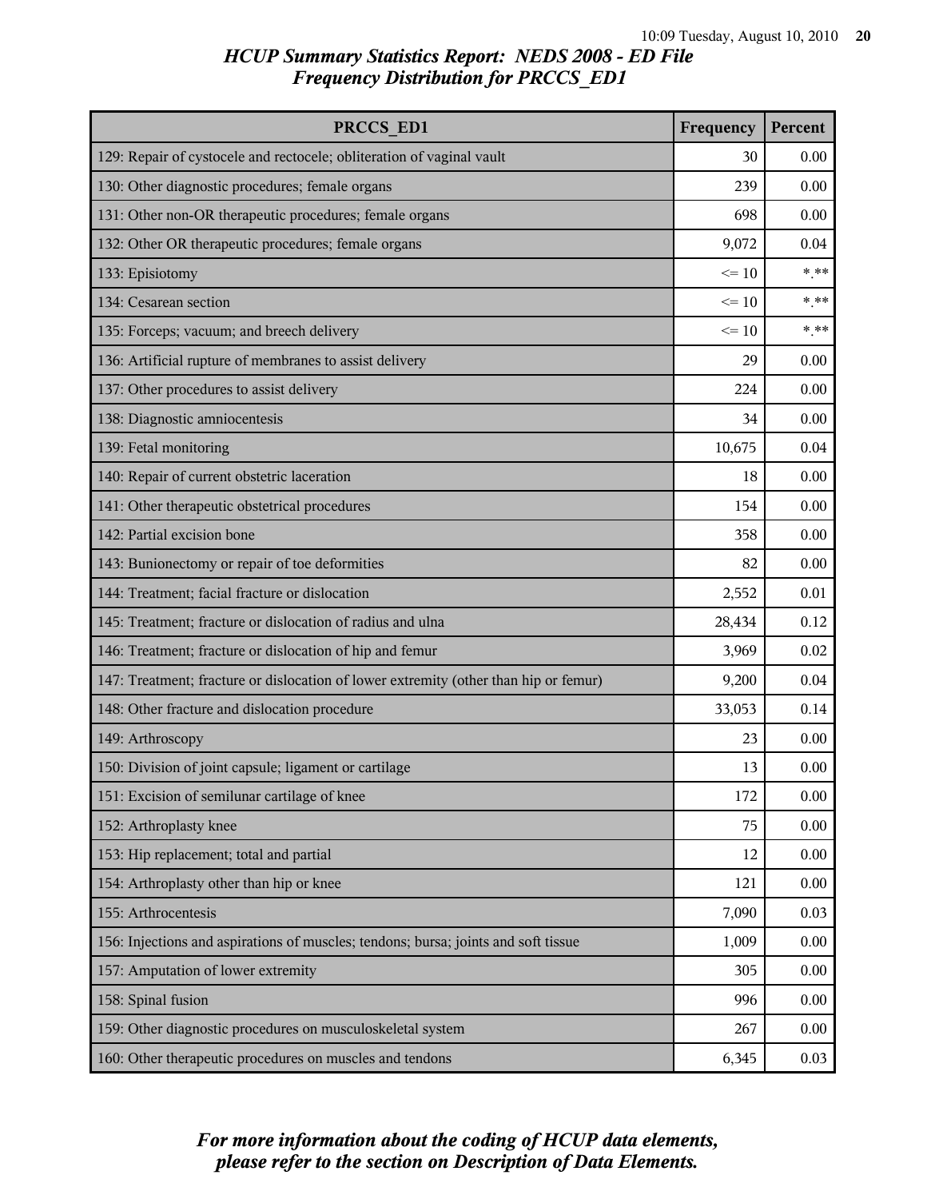*HCUP Summary Statistics Report: NEDS 2008 - ED File*
*Frequency Distribution for PRCCS_ED1*

| PRCCS_ED1 | Frequency | Percent |
|---|---|---|
| 129: Repair of cystocele and rectocele; obliteration of vaginal vault | 30 | 0.00 |
| 130: Other diagnostic procedures; female organs | 239 | 0.00 |
| 131: Other non-OR therapeutic procedures; female organs | 698 | 0.00 |
| 132: Other OR therapeutic procedures; female organs | 9,072 | 0.04 |
| 133: Episiotomy | <= 10 | *.** |
| 134: Cesarean section | <= 10 | *.** |
| 135: Forceps; vacuum; and breech delivery | <= 10 | *.** |
| 136: Artificial rupture of membranes to assist delivery | 29 | 0.00 |
| 137: Other procedures to assist delivery | 224 | 0.00 |
| 138: Diagnostic amniocentesis | 34 | 0.00 |
| 139: Fetal monitoring | 10,675 | 0.04 |
| 140: Repair of current obstetric laceration | 18 | 0.00 |
| 141: Other therapeutic obstetrical procedures | 154 | 0.00 |
| 142: Partial excision bone | 358 | 0.00 |
| 143: Bunionectomy or repair of toe deformities | 82 | 0.00 |
| 144: Treatment; facial fracture or dislocation | 2,552 | 0.01 |
| 145: Treatment; fracture or dislocation of radius and ulna | 28,434 | 0.12 |
| 146: Treatment; fracture or dislocation of hip and femur | 3,969 | 0.02 |
| 147: Treatment; fracture or dislocation of lower extremity (other than hip or femur) | 9,200 | 0.04 |
| 148: Other fracture and dislocation procedure | 33,053 | 0.14 |
| 149: Arthroscopy | 23 | 0.00 |
| 150: Division of joint capsule; ligament or cartilage | 13 | 0.00 |
| 151: Excision of semilunar cartilage of knee | 172 | 0.00 |
| 152: Arthroplasty knee | 75 | 0.00 |
| 153: Hip replacement; total and partial | 12 | 0.00 |
| 154: Arthroplasty other than hip or knee | 121 | 0.00 |
| 155: Arthrocentesis | 7,090 | 0.03 |
| 156: Injections and aspirations of muscles; tendons; bursa; joints and soft tissue | 1,009 | 0.00 |
| 157: Amputation of lower extremity | 305 | 0.00 |
| 158: Spinal fusion | 996 | 0.00 |
| 159: Other diagnostic procedures on musculoskeletal system | 267 | 0.00 |
| 160: Other therapeutic procedures on muscles and tendons | 6,345 | 0.03 |

*For more information about the coding of HCUP data elements, please refer to the section on Description of Data Elements.*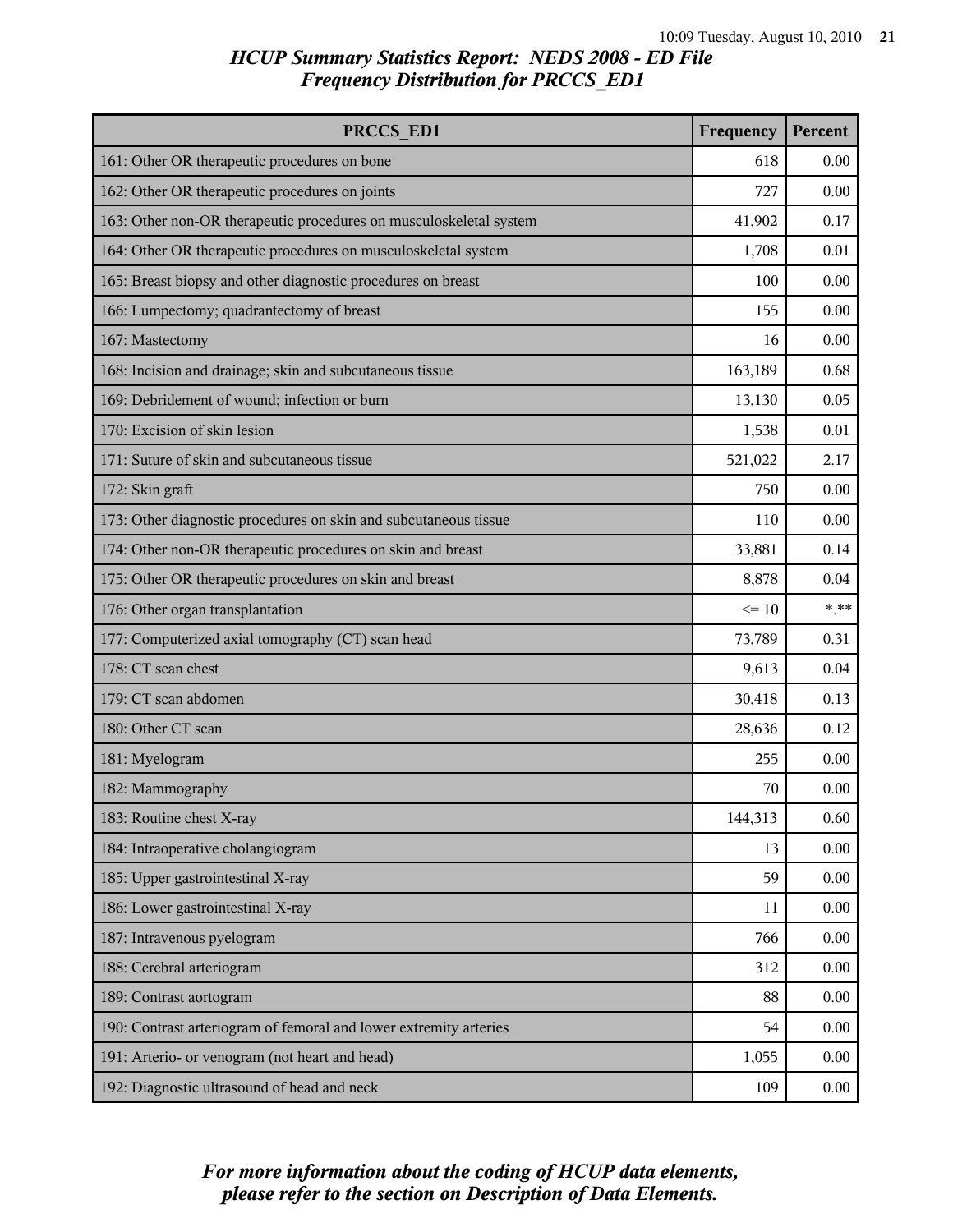# HCUP Summary Statistics Report: NEDS 2008 - ED File
## Frequency Distribution for PRCCS_ED1

| PRCCS_ED1 | Frequency | Percent |
|---|---|---|
| 161: Other OR therapeutic procedures on bone | 618 | 0.00 |
| 162: Other OR therapeutic procedures on joints | 727 | 0.00 |
| 163: Other non-OR therapeutic procedures on musculoskeletal system | 41,902 | 0.17 |
| 164: Other OR therapeutic procedures on musculoskeletal system | 1,708 | 0.01 |
| 165: Breast biopsy and other diagnostic procedures on breast | 100 | 0.00 |
| 166: Lumpectomy; quadrantectomy of breast | 155 | 0.00 |
| 167: Mastectomy | 16 | 0.00 |
| 168: Incision and drainage; skin and subcutaneous tissue | 163,189 | 0.68 |
| 169: Debridement of wound; infection or burn | 13,130 | 0.05 |
| 170: Excision of skin lesion | 1,538 | 0.01 |
| 171: Suture of skin and subcutaneous tissue | 521,022 | 2.17 |
| 172: Skin graft | 750 | 0.00 |
| 173: Other diagnostic procedures on skin and subcutaneous tissue | 110 | 0.00 |
| 174: Other non-OR therapeutic procedures on skin and breast | 33,881 | 0.14 |
| 175: Other OR therapeutic procedures on skin and breast | 8,878 | 0.04 |
| 176: Other organ transplantation | <= 10 | *.** |
| 177: Computerized axial tomography (CT) scan head | 73,789 | 0.31 |
| 178: CT scan chest | 9,613 | 0.04 |
| 179: CT scan abdomen | 30,418 | 0.13 |
| 180: Other CT scan | 28,636 | 0.12 |
| 181: Myelogram | 255 | 0.00 |
| 182: Mammography | 70 | 0.00 |
| 183: Routine chest X-ray | 144,313 | 0.60 |
| 184: Intraoperative cholangiogram | 13 | 0.00 |
| 185: Upper gastrointestinal X-ray | 59 | 0.00 |
| 186: Lower gastrointestinal X-ray | 11 | 0.00 |
| 187: Intravenous pyelogram | 766 | 0.00 |
| 188: Cerebral arteriogram | 312 | 0.00 |
| 189: Contrast aortogram | 88 | 0.00 |
| 190: Contrast arteriogram of femoral and lower extremity arteries | 54 | 0.00 |
| 191: Arterio- or venogram (not heart and head) | 1,055 | 0.00 |
| 192: Diagnostic ultrasound of head and neck | 109 | 0.00 |

*For more information about the coding of HCUP data elements, please refer to the section on Description of Data Elements.*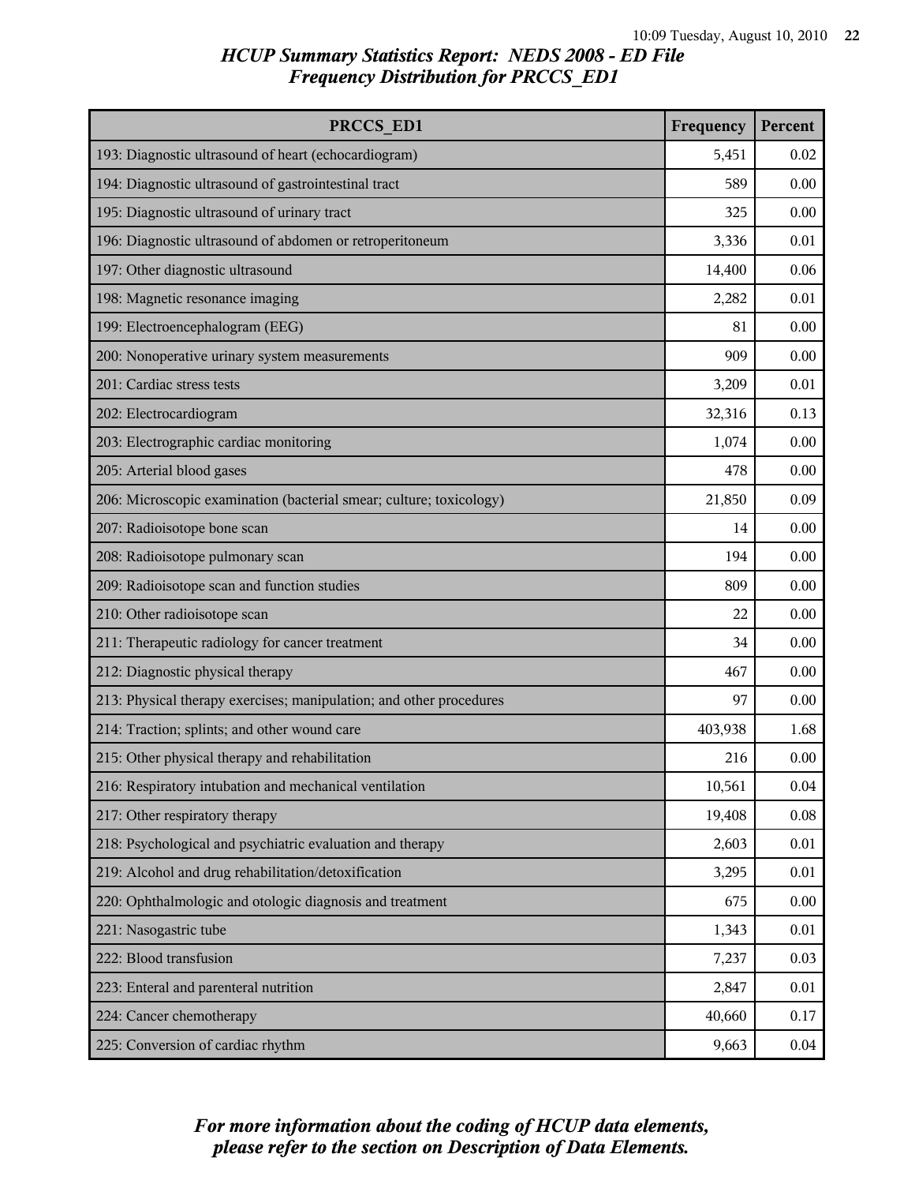# HCUP Summary Statistics Report: NEDS 2008 - ED File
## Frequency Distribution for PRCCS_ED1

| PRCCS_ED1 | Frequency | Percent |
|---|---|---|
| 193: Diagnostic ultrasound of heart (echocardiogram) | 5,451 | 0.02 |
| 194: Diagnostic ultrasound of gastrointestinal tract | 589 | 0.00 |
| 195: Diagnostic ultrasound of urinary tract | 325 | 0.00 |
| 196: Diagnostic ultrasound of abdomen or retroperitoneum | 3,336 | 0.01 |
| 197: Other diagnostic ultrasound | 14,400 | 0.06 |
| 198: Magnetic resonance imaging | 2,282 | 0.01 |
| 199: Electroencephalogram (EEG) | 81 | 0.00 |
| 200: Nonoperative urinary system measurements | 909 | 0.00 |
| 201: Cardiac stress tests | 3,209 | 0.01 |
| 202: Electrocardiogram | 32,316 | 0.13 |
| 203: Electrographic cardiac monitoring | 1,074 | 0.00 |
| 205: Arterial blood gases | 478 | 0.00 |
| 206: Microscopic examination (bacterial smear; culture; toxicology) | 21,850 | 0.09 |
| 207: Radioisotope bone scan | 14 | 0.00 |
| 208: Radioisotope pulmonary scan | 194 | 0.00 |
| 209: Radioisotope scan and function studies | 809 | 0.00 |
| 210: Other radioisotope scan | 22 | 0.00 |
| 211: Therapeutic radiology for cancer treatment | 34 | 0.00 |
| 212: Diagnostic physical therapy | 467 | 0.00 |
| 213: Physical therapy exercises; manipulation; and other procedures | 97 | 0.00 |
| 214: Traction; splints; and other wound care | 403,938 | 1.68 |
| 215: Other physical therapy and rehabilitation | 216 | 0.00 |
| 216: Respiratory intubation and mechanical ventilation | 10,561 | 0.04 |
| 217: Other respiratory therapy | 19,408 | 0.08 |
| 218: Psychological and psychiatric evaluation and therapy | 2,603 | 0.01 |
| 219: Alcohol and drug rehabilitation/detoxification | 3,295 | 0.01 |
| 220: Ophthalmologic and otologic diagnosis and treatment | 675 | 0.00 |
| 221: Nasogastric tube | 1,343 | 0.01 |
| 222: Blood transfusion | 7,237 | 0.03 |
| 223: Enteral and parenteral nutrition | 2,847 | 0.01 |
| 224: Cancer chemotherapy | 40,660 | 0.17 |
| 225: Conversion of cardiac rhythm | 9,663 | 0.04 |

*For more information about the coding of HCUP data elements, please refer to the section on Description of Data Elements.*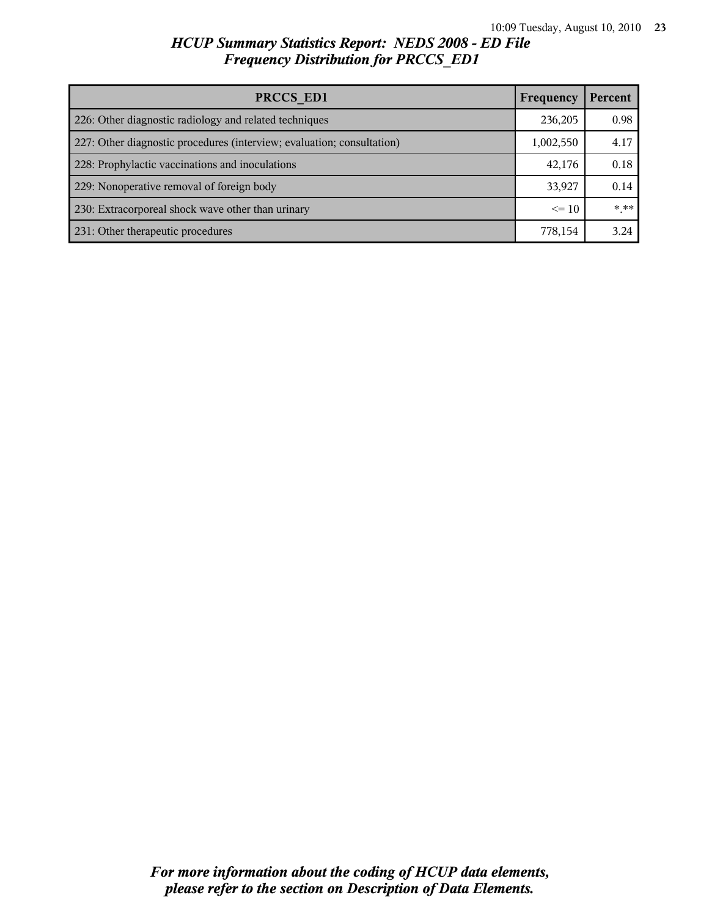## HCUP Summary Statistics Report: NEDS 2008 - ED File
## Frequency Distribution for PRCCS_ED1

| PRCCS_ED1 | Frequency | Percent |
|---|---|---|
| 226: Other diagnostic radiology and related techniques | 236,205 | 0.98 |
| 227: Other diagnostic procedures (interview; evaluation; consultation) | 1,002,550 | 4.17 |
| 228: Prophylactic vaccinations and inoculations | 42,176 | 0.18 |
| 229: Nonoperative removal of foreign body | 33,927 | 0.14 |
| 230: Extracorporeal shock wave other than urinary | <= 10 | *.** |
| 231: Other therapeutic procedures | 778,154 | 3.24 |

*For more information about the coding of HCUP data elements, please refer to the section on Description of Data Elements.*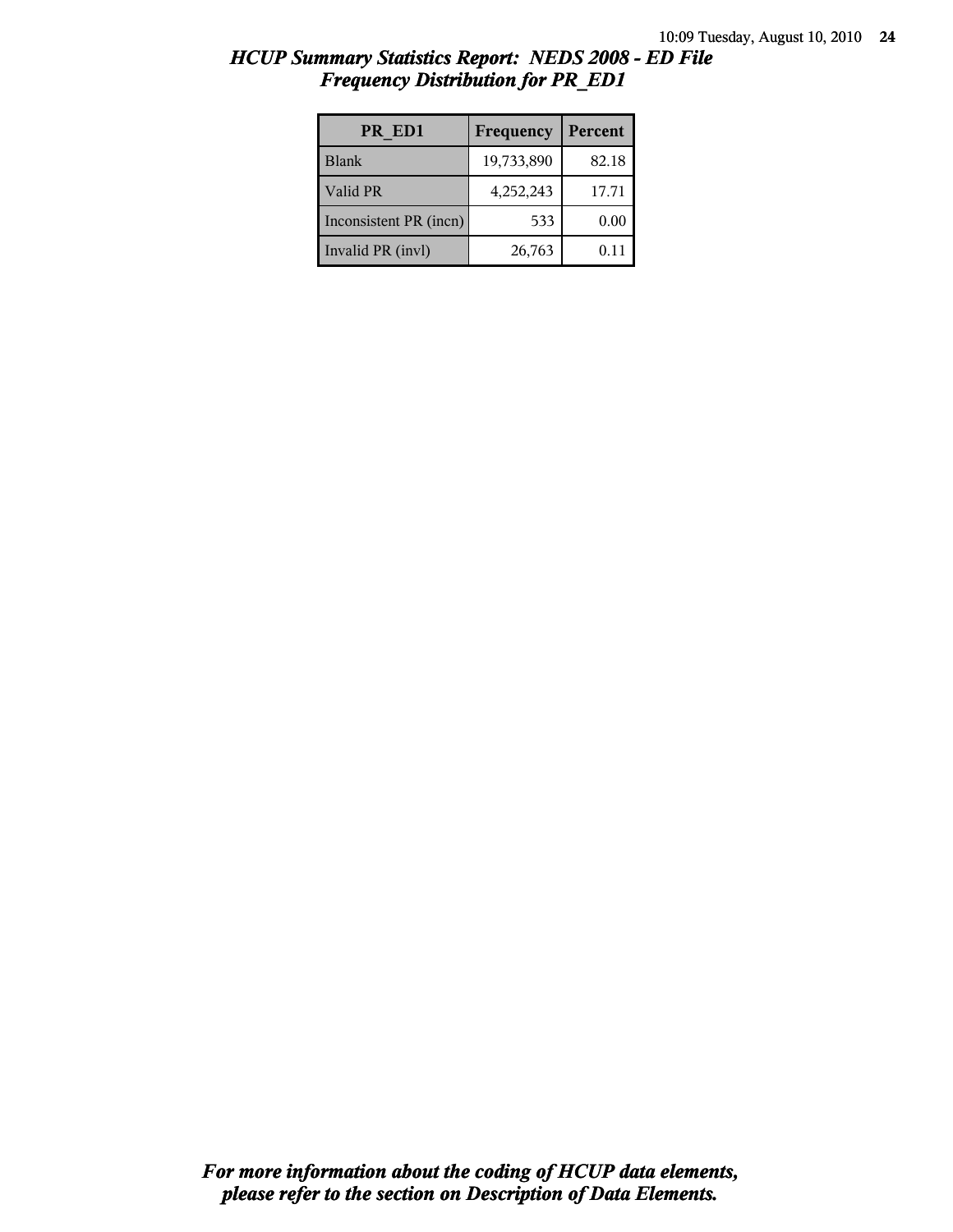## *HCUP Summary Statistics Report: NEDS 2008 - ED File*
## *Frequency Distribution for PR_ED1*

| PR_ED1 | Frequency | Percent |
| --- | --- | --- |
| Blank | 19,733,890 | 82.18 |
| Valid PR | 4,252,243 | 17.71 |
| Inconsistent PR (incn) | 533 | 0.00 |
| Invalid PR (invl) | 26,763 | 0.11 |

***For more information about the coding of HCUP data elements, please refer to the section on Description of Data Elements.***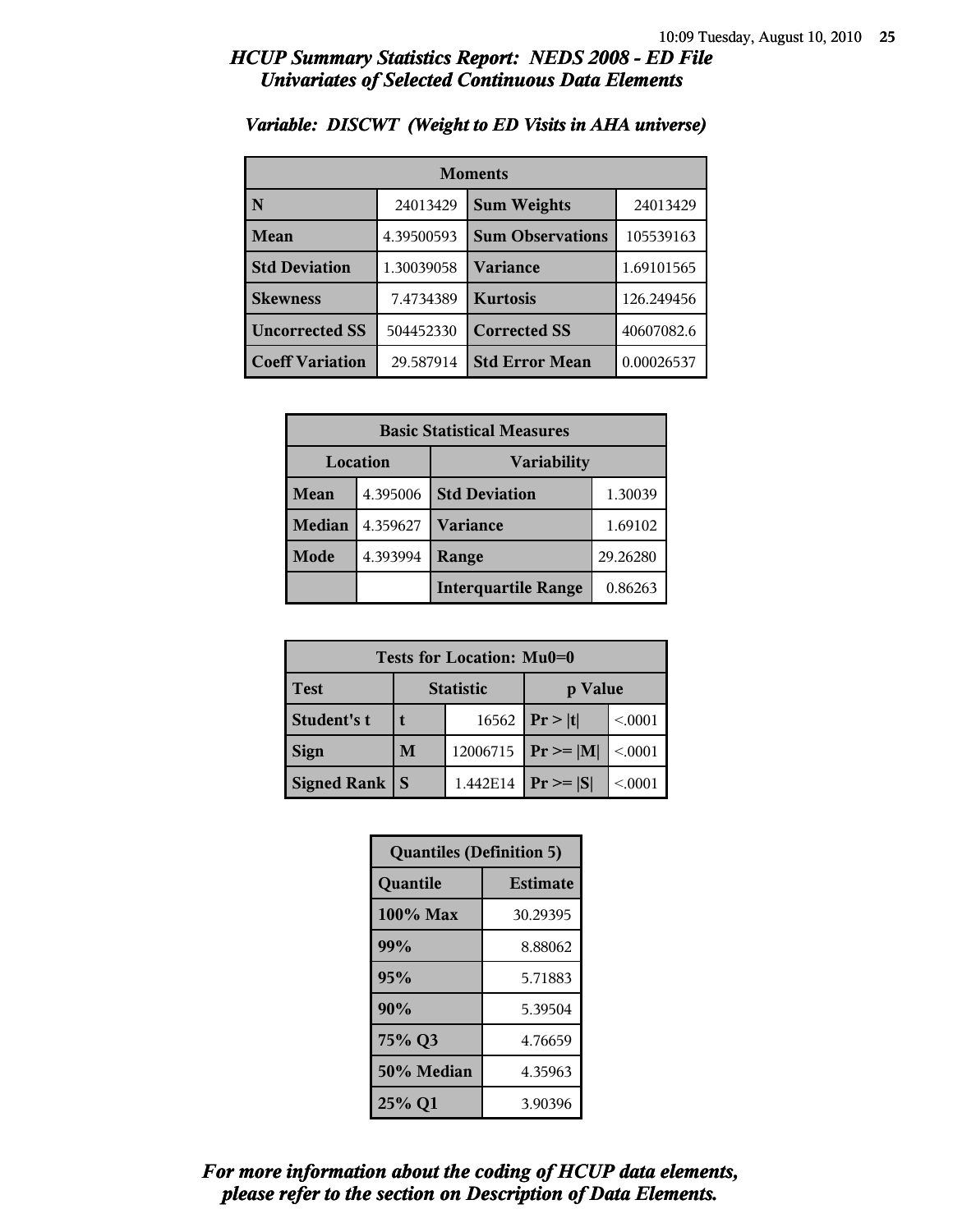## *HCUP Summary Statistics Report: NEDS 2008 - ED File*
## *Univariates of Selected Continuous Data Elements*

### *Variable: DISCWT (Weight to ED Visits in AHA universe)*

| Moments | | | |
|---|---|---|---|
| **N** | 24013429 | **Sum Weights** | 24013429 |
| **Mean** | 4.39500593 | **Sum Observations** | 105539163 |
| **Std Deviation** | 1.30039058 | **Variance** | 1.69101565 |
| **Skewness** | 7.4734389 | **Kurtosis** | 126.249456 |
| **Uncorrected SS** | 504452330 | **Corrected SS** | 40607082.6 |
| **Coeff Variation** | 29.587914 | **Std Error Mean** | 0.00026537 |

| Basic Statistical Measures | | | |
|---|---|---|---|
| Location | | Variability | |
| **Mean** | 4.395006 | **Std Deviation** | 1.30039 |
| **Median** | 4.359627 | **Variance** | 1.69102 |
| **Mode** | 4.393994 | **Range** | 29.26280 |
| | | **Interquartile Range** | 0.86263 |

| Tests for Location: Mu0=0 | | | | |
|---|---|---|---|---|
| **Test** | Statistic | | p Value | |
| **Student's t** | **t** | 16562 | **Pr > \|t\|** | <.0001 |
| **Sign** | **M** | 12006715 | **Pr >= \|M\|** | <.0001 |
| **Signed Rank** | **S** | 1.442E14 | **Pr >= \|S\|** | <.0001 |

| Quantiles (Definition 5) | |
|---|---|
| **Quantile** | **Estimate** |
| **100% Max** | 30.29395 |
| **99%** | 8.88062 |
| **95%** | 5.71883 |
| **90%** | 5.39504 |
| **75% Q3** | 4.76659 |
| **50% Median** | 4.35963 |
| **25% Q1** | 3.90396 |

***For more information about the coding of HCUP data elements, please refer to the section on Description of Data Elements.***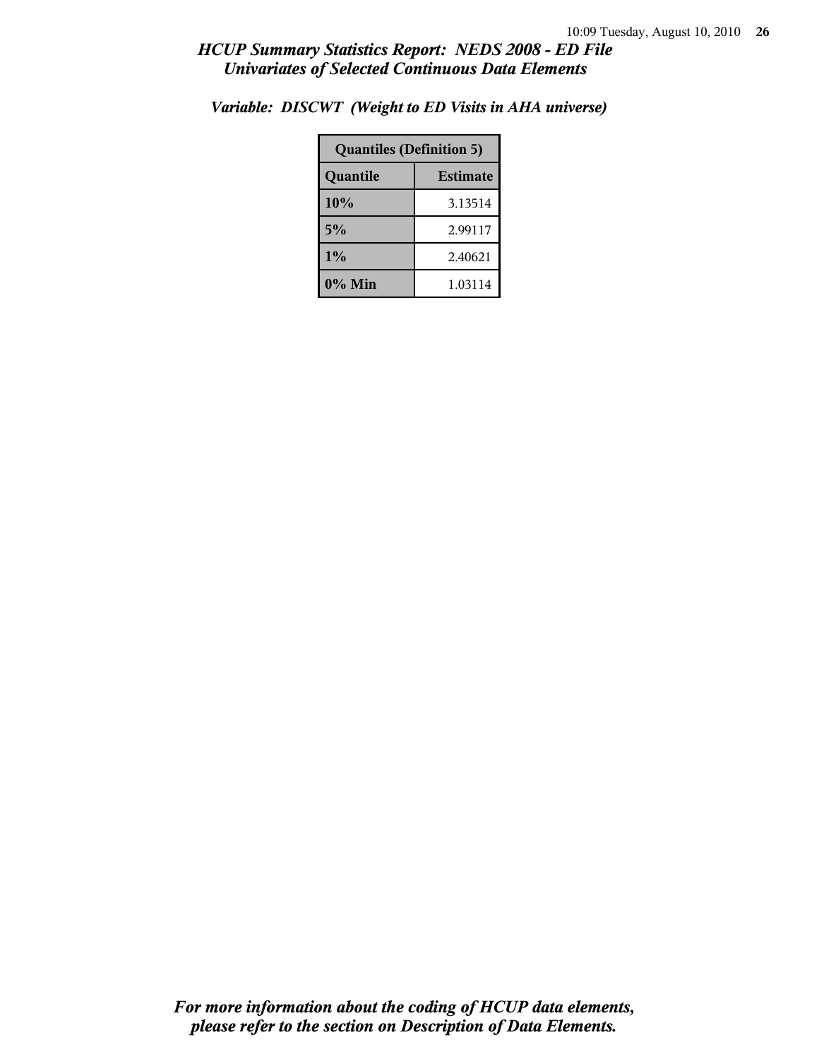*Variable: DISCWT (Weight to ED Visits in AHA universe)*

| Quantiles (Definition 5) | |
|---|---|
| **Quantile** | **Estimate** |
| **10%** | 3.13514 |
| **5%** | 2.99117 |
| **1%** | 2.40621 |
| **0% Min** | 1.03114 |

***For more information about the coding of HCUP data elements, please refer to the section on Description of Data Elements.***